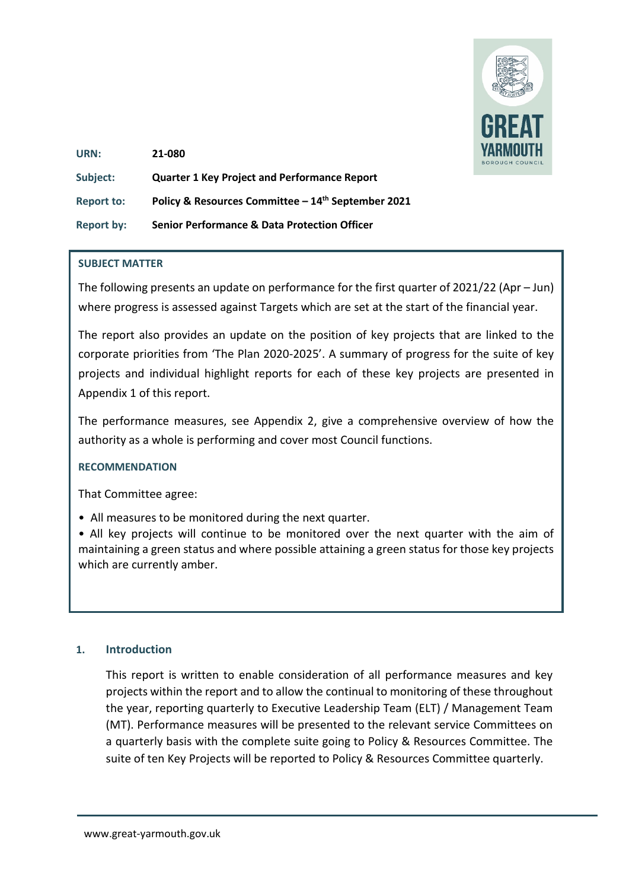| | |
|---|---|
| **URN:** | **21-080** |
| **Subject:** | **Quarter 1 Key Project and Performance Report** |
| **Report to:** | **Policy & Resources Committee – 14th September 2021** |
| **Report by:** | **Senior Performance & Data Protection Officer** |

**SUBJECT MATTER**

The following presents an update on performance for the first quarter of 2021/22 (Apr – Jun) where progress is assessed against Targets which are set at the start of the financial year.

The report also provides an update on the position of key projects that are linked to the corporate priorities from 'The Plan 2020-2025'. A summary of progress for the suite of key projects and individual highlight reports for each of these key projects are presented in Appendix 1 of this report.

The performance measures, see Appendix 2, give a comprehensive overview of how the authority as a whole is performing and cover most Council functions.

**RECOMMENDATION**

That Committee agree:

- All measures to be monitored during the next quarter.
- All key projects will continue to be monitored over the next quarter with the aim of maintaining a green status and where possible attaining a green status for those key projects which are currently amber.

## 1. Introduction

This report is written to enable consideration of all performance measures and key projects within the report and to allow the continual to monitoring of these throughout the year, reporting quarterly to Executive Leadership Team (ELT) / Management Team (MT). Performance measures will be presented to the relevant service Committees on a quarterly basis with the complete suite going to Policy & Resources Committee. The suite of ten Key Projects will be reported to Policy & Resources Committee quarterly.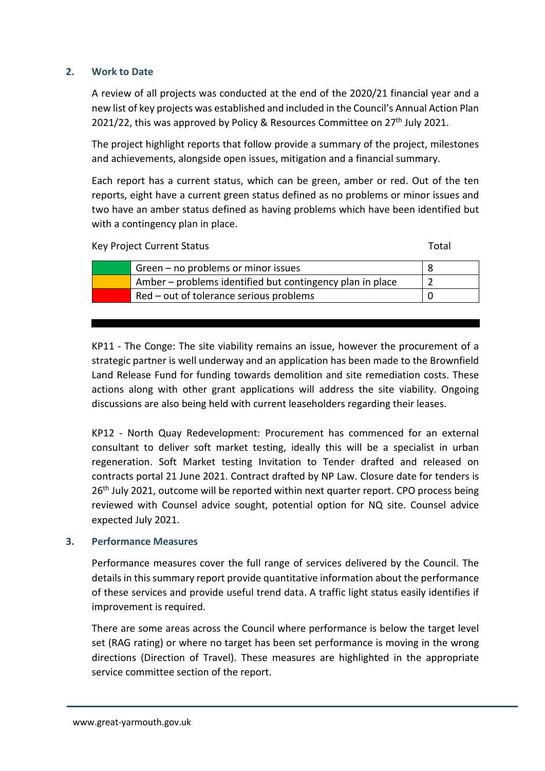## 2. Work to Date

A review of all projects was conducted at the end of the 2020/21 financial year and a new list of key projects was established and included in the Council's Annual Action Plan 2021/22, this was approved by Policy & Resources Committee on 27th July 2021.

The project highlight reports that follow provide a summary of the project, milestones and achievements, alongside open issues, mitigation and a financial summary.

Each report has a current status, which can be green, amber or red. Out of the ten reports, eight have a current green status defined as no problems or minor issues and two have an amber status defined as having problems which have been identified but with a contingency plan in place.

| Key Project Current Status | | Total |
|---|---|---|
| | Green – no problems or minor issues | 8 |
| | Amber – problems identified but contingency plan in place | 2 |
| | Red – out of tolerance serious problems | 0 |

KP11 - The Conge: The site viability remains an issue, however the procurement of a strategic partner is well underway and an application has been made to the Brownfield Land Release Fund for funding towards demolition and site remediation costs. These actions along with other grant applications will address the site viability. Ongoing discussions are also being held with current leaseholders regarding their leases.

KP12 - North Quay Redevelopment: Procurement has commenced for an external consultant to deliver soft market testing, ideally this will be a specialist in urban regeneration. Soft Market testing Invitation to Tender drafted and released on contracts portal 21 June 2021. Contract drafted by NP Law. Closure date for tenders is 26th July 2021, outcome will be reported within next quarter report. CPO process being reviewed with Counsel advice sought, potential option for NQ site. Counsel advice expected July 2021.

## 3. Performance Measures

Performance measures cover the full range of services delivered by the Council. The details in this summary report provide quantitative information about the performance of these services and provide useful trend data. A traffic light status easily identifies if improvement is required.

There are some areas across the Council where performance is below the target level set (RAG rating) or where no target has been set performance is moving in the wrong directions (Direction of Travel). These measures are highlighted in the appropriate service committee section of the report.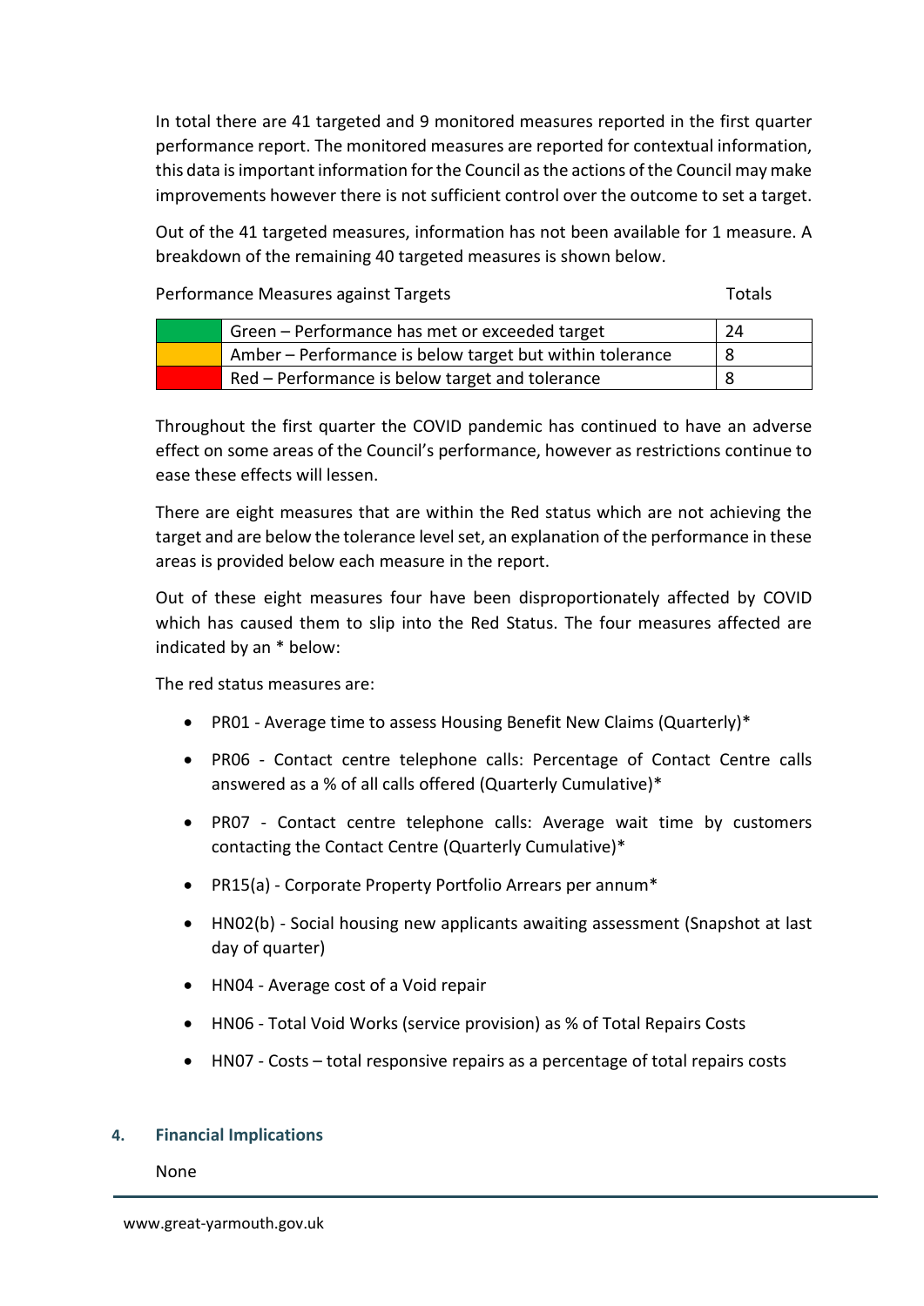In total there are 41 targeted and 9 monitored measures reported in the first quarter performance report. The monitored measures are reported for contextual information, this data is important information for the Council as the actions of the Council may make improvements however there is not sufficient control over the outcome to set a target.

Out of the 41 targeted measures, information has not been available for 1 measure. A breakdown of the remaining 40 targeted measures is shown below.

| | Performance Measures against Targets | Totals |
|---|---|---|
| (Green) | Green – Performance has met or exceeded target | 24 |
| (Amber) | Amber – Performance is below target but within tolerance | 8 |
| (Red) | Red – Performance is below target and tolerance | 8 |

Throughout the first quarter the COVID pandemic has continued to have an adverse effect on some areas of the Council's performance, however as restrictions continue to ease these effects will lessen.

There are eight measures that are within the Red status which are not achieving the target and are below the tolerance level set, an explanation of the performance in these areas is provided below each measure in the report.

Out of these eight measures four have been disproportionately affected by COVID which has caused them to slip into the Red Status. The four measures affected are indicated by an * below:

The red status measures are:

- PR01 - Average time to assess Housing Benefit New Claims (Quarterly)*
- PR06 - Contact centre telephone calls: Percentage of Contact Centre calls answered as a % of all calls offered (Quarterly Cumulative)*
- PR07 - Contact centre telephone calls: Average wait time by customers contacting the Contact Centre (Quarterly Cumulative)*
- PR15(a) - Corporate Property Portfolio Arrears per annum*
- HN02(b) - Social housing new applicants awaiting assessment (Snapshot at last day of quarter)
- HN04 - Average cost of a Void repair
- HN06 - Total Void Works (service provision) as % of Total Repairs Costs
- HN07 - Costs – total responsive repairs as a percentage of total repairs costs

## 4. Financial Implications

None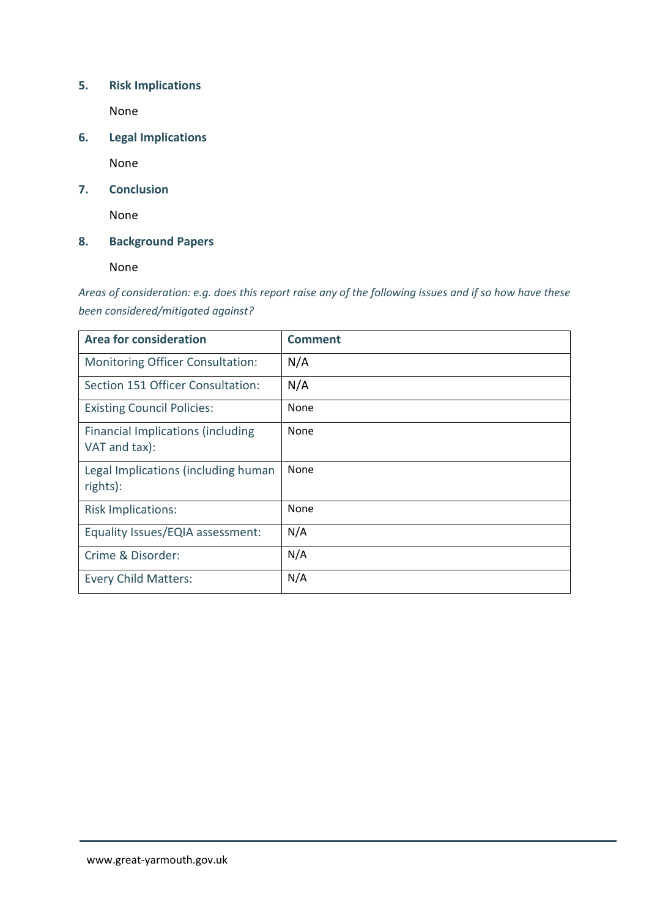## 5. Risk Implications

None

## 6. Legal Implications

None

## 7. Conclusion

None

## 8. Background Papers

None

*Areas of consideration: e.g. does this report raise any of the following issues and if so how have these been considered/mitigated against?*

| Area for consideration | Comment |
|---|---|
| Monitoring Officer Consultation: | N/A |
| Section 151 Officer Consultation: | N/A |
| Existing Council Policies: | None |
| Financial Implications (including VAT and tax): | None |
| Legal Implications (including human rights): | None |
| Risk Implications: | None |
| Equality Issues/EQIA assessment: | N/A |
| Crime & Disorder: | N/A |
| Every Child Matters: | N/A |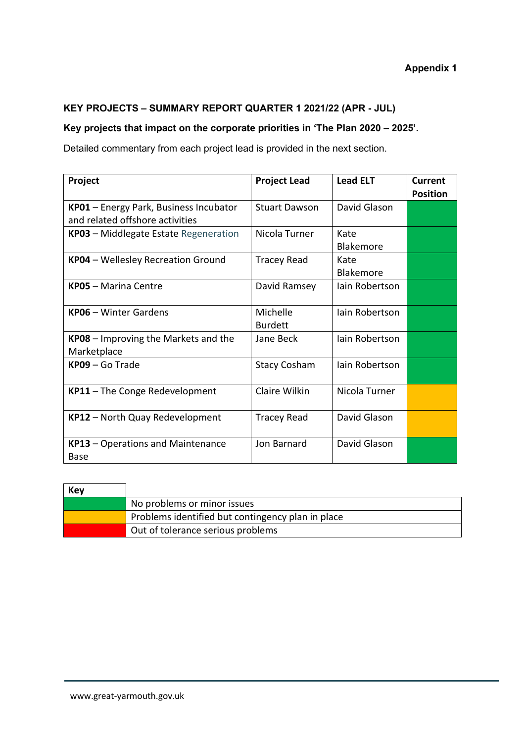**Appendix 1**

## KEY PROJECTS – SUMMARY REPORT QUARTER 1 2021/22 (APR - JUL)

### Key projects that impact on the corporate priorities in 'The Plan 2020 – 2025'.

Detailed commentary from each project lead is provided in the next section.

| Project | Project Lead | Lead ELT | Current Position |
|---|---|---|---|
| **KP01** – Energy Park, Business Incubator and related offshore activities | Stuart Dawson | David Glason | Green |
| **KP03** – Middlegate Estate Regeneration | Nicola Turner | Kate Blakemore | Green |
| **KP04** – Wellesley Recreation Ground | Tracey Read | Kate Blakemore | Green |
| **KP05** – Marina Centre | David Ramsey | Iain Robertson | Green |
| **KP06** – Winter Gardens | Michelle Burdett | Iain Robertson | Green |
| **KP08** – Improving the Markets and the Marketplace | Jane Beck | Iain Robertson | Green |
| **KP09** – Go Trade | Stacy Cosham | Iain Robertson | Green |
| **KP11** – The Conge Redevelopment | Claire Wilkin | Nicola Turner | Amber |
| **KP12** – North Quay Redevelopment | Tracey Read | David Glason | Amber |
| **KP13** – Operations and Maintenance Base | Jon Barnard | David Glason | Green |

| Key | |
|---|---|
| Green | No problems or minor issues |
| Amber | Problems identified but contingency plan in place |
| Red | Out of tolerance serious problems |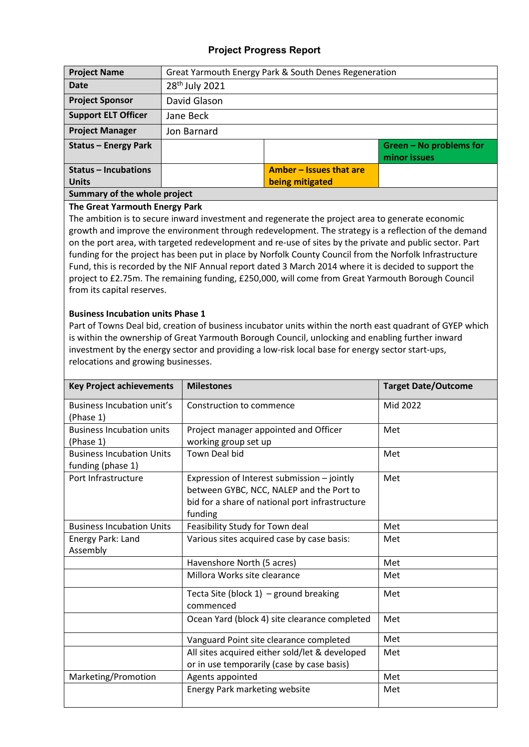## Project Progress Report

| Project Name | Great Yarmouth Energy Park & South Denes Regeneration | | |
|---|---|---|---|
| **Date** | 28th July 2021 | | |
| **Project Sponsor** | David Glason | | |
| **Support ELT Officer** | Jane Beck | | |
| **Project Manager** | Jon Barnard | | |
| **Status – Energy Park** | | | **Green – No problems for minor issues** |
| **Status – Incubations Units** | | **Amber – Issues that are being mitigated** | |

**Summary of the whole project**

**The Great Yarmouth Energy Park**

The ambition is to secure inward investment and regenerate the project area to generate economic growth and improve the environment through redevelopment. The strategy is a reflection of the demand on the port area, with targeted redevelopment and re-use of sites by the private and public sector. Part funding for the project has been put in place by Norfolk County Council from the Norfolk Infrastructure Fund, this is recorded by the NIF Annual report dated 3 March 2014 where it is decided to support the project to £2.75m. The remaining funding, £250,000, will come from Great Yarmouth Borough Council from its capital reserves.

**Business Incubation units Phase 1**

Part of Towns Deal bid, creation of business incubator units within the north east quadrant of GYEP which is within the ownership of Great Yarmouth Borough Council, unlocking and enabling further inward investment by the energy sector and providing a low-risk local base for energy sector start-ups, relocations and growing businesses.

| Key Project achievements | Milestones | Target Date/Outcome |
|---|---|---|
| Business Incubation unit's (Phase 1) | Construction to commence | Mid 2022 |
| Business Incubation units (Phase 1) | Project manager appointed and Officer working group set up | Met |
| Business Incubation Units funding (phase 1) | Town Deal bid | Met |
| Port Infrastructure | Expression of Interest submission – jointly between GYBC, NCC, NALEP and the Port to bid for a share of national port infrastructure funding | Met |
| Business Incubation Units | Feasibility Study for Town deal | Met |
| Energy Park: Land Assembly | Various sites acquired case by case basis: | Met |
| | Havenshore North (5 acres) | Met |
| | Millora Works site clearance | Met |
| | Tecta Site (block 1) – ground breaking commenced | Met |
| | Ocean Yard (block 4) site clearance completed | Met |
| | Vanguard Point site clearance completed | Met |
| | All sites acquired either sold/let & developed or in use temporarily (case by case basis) | Met |
| Marketing/Promotion | Agents appointed | Met |
| | Energy Park marketing website | Met |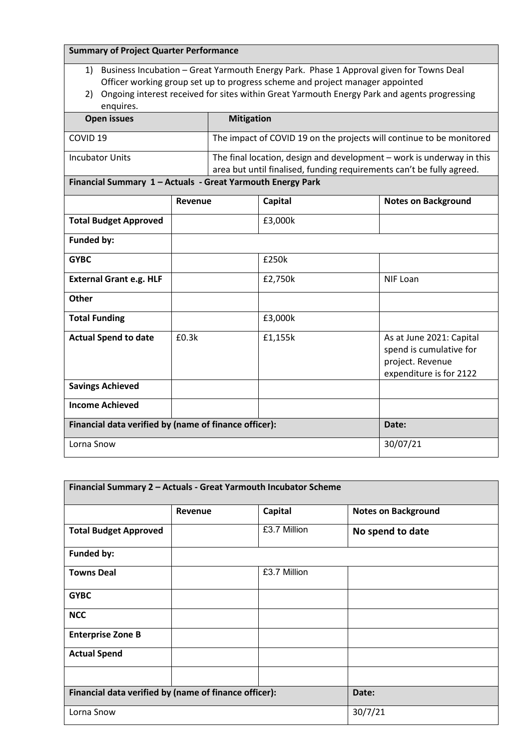| **Summary of Project Quarter Performance** | |
|---|---|
| 1) Business Incubation – Great Yarmouth Energy Park. Phase 1 Approval given for Towns Deal Officer working group set up to progress scheme and project manager appointed<br>2) Ongoing interest received for sites within Great Yarmouth Energy Park and agents progressing enquires. | |
| **Open issues** | **Mitigation** |
| COVID 19 | The impact of COVID 19 on the projects will continue to be monitored |
| Incubator Units | The final location, design and development – work is underway in this area but until finalised, funding requirements can't be fully agreed. |

**Financial Summary 1 – Actuals - Great Yarmouth Energy Park**

| | Revenue | Capital | Notes on Background |
|---|---|---|---|
| **Total Budget Approved** | | £3,000k | |
| **Funded by:** | | | |
| **GYBC** | | £250k | |
| **External Grant e.g. HLF** | | £2,750k | NIF Loan |
| **Other** | | | |
| **Total Funding** | | £3,000k | |
| **Actual Spend to date** | £0.3k | £1,155k | As at June 2021: Capital spend is cumulative for project. Revenue expenditure is for 2122 |
| **Savings Achieved** | | | |
| **Income Achieved** | | | |
| **Financial data verified by (name of finance officer):** | | | **Date:** |
| Lorna Snow | | | 30/07/21 |

**Financial Summary 2 – Actuals - Great Yarmouth Incubator Scheme**

| | Revenue | Capital | Notes on Background |
|---|---|---|---|
| **Total Budget Approved** | | £3.7 Million | **No spend to date** |
| **Funded by:** | | | |
| **Towns Deal** | | £3.7 Million | |
| **GYBC** | | | |
| **NCC** | | | |
| **Enterprise Zone B** | | | |
| **Actual Spend** | | | |
| | | | |
| **Financial data verified by (name of finance officer):** | | | **Date:** |
| Lorna Snow | | | 30/7/21 |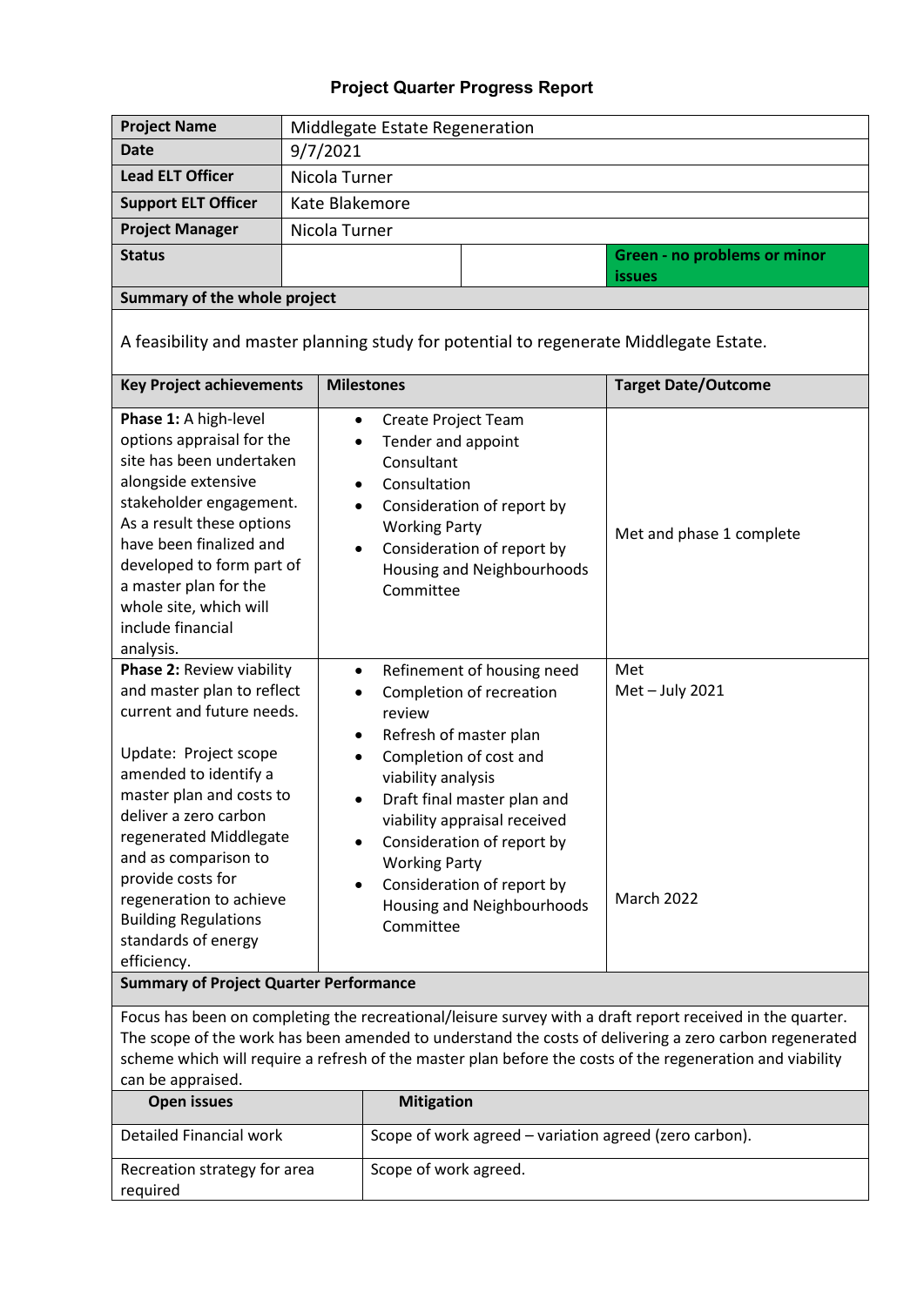# Project Quarter Progress Report

| | |
|---|---|
| **Project Name** | Middlegate Estate Regeneration |
| **Date** | 9/7/2021 |
| **Lead ELT Officer** | Nicola Turner |
| **Support ELT Officer** | Kate Blakemore |
| **Project Manager** | Nicola Turner |
| **Status** | **Green - no problems or minor issues** |

**Summary of the whole project**

A feasibility and master planning study for potential to regenerate Middlegate Estate.

| Key Project achievements | Milestones | Target Date/Outcome |
|---|---|---|
| **Phase 1:** A high-level options appraisal for the site has been undertaken alongside extensive stakeholder engagement. As a result these options have been finalized and developed to form part of a master plan for the whole site, which will include financial analysis. | • Create Project Team<br>• Tender and appoint Consultant<br>• Consultation<br>• Consideration of report by Working Party<br>• Consideration of report by Housing and Neighbourhoods Committee | Met and phase 1 complete |
| **Phase 2:** Review viability and master plan to reflect current and future needs.<br><br>Update: Project scope amended to identify a master plan and costs to deliver a zero carbon regenerated Middlegate and as comparison to provide costs for regeneration to achieve Building Regulations standards of energy efficiency. | • Refinement of housing need<br>• Completion of recreation review<br>• Refresh of master plan<br>• Completion of cost and viability analysis<br>• Draft final master plan and viability appraisal received<br>• Consideration of report by Working Party<br>• Consideration of report by Housing and Neighbourhoods Committee | Met<br>Met – July 2021<br><br><br><br><br><br>March 2022 |

**Summary of Project Quarter Performance**

Focus has been on completing the recreational/leisure survey with a draft report received in the quarter. The scope of the work has been amended to understand the costs of delivering a zero carbon regenerated scheme which will require a refresh of the master plan before the costs of the regeneration and viability can be appraised.

| Open issues | Mitigation |
|---|---|
| Detailed Financial work | Scope of work agreed – variation agreed (zero carbon). |
| Recreation strategy for area required | Scope of work agreed. |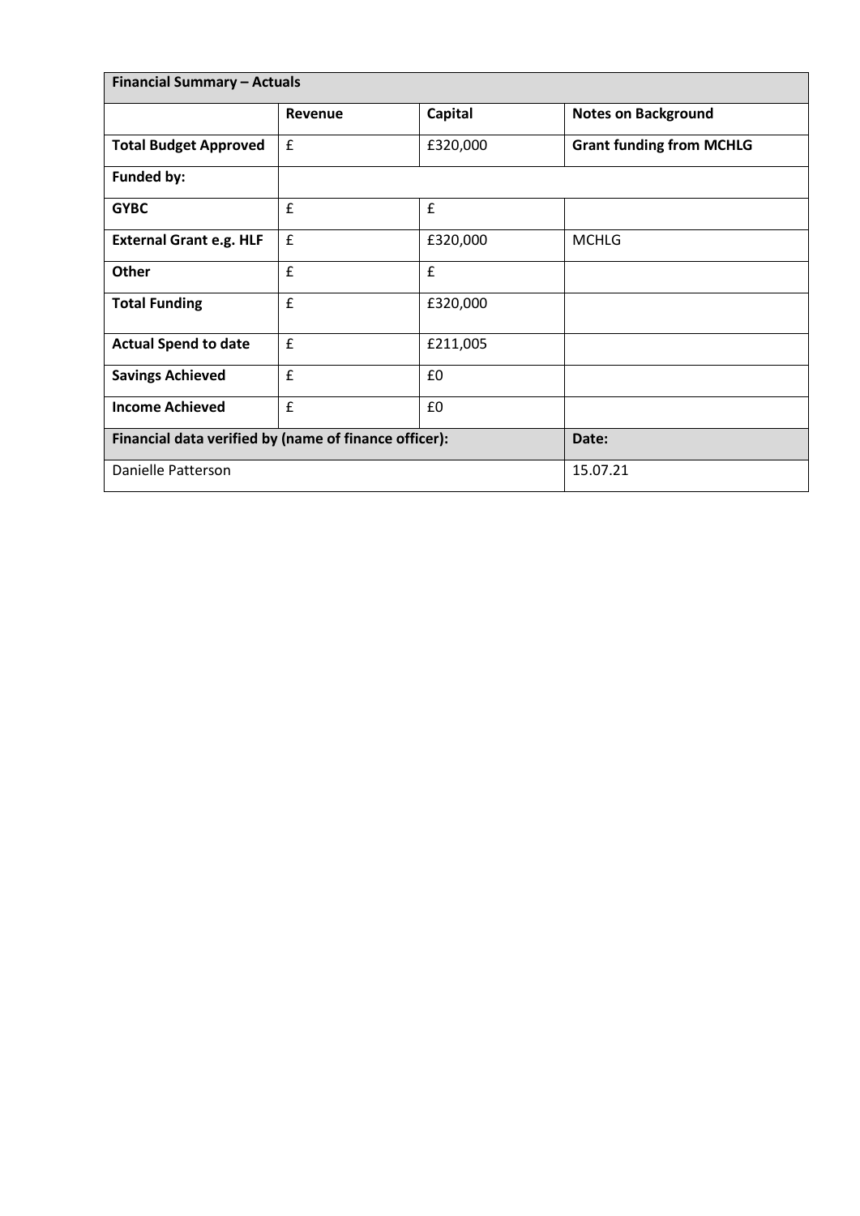| Financial Summary – Actuals | | | |
|---|---|---|---|
| | **Revenue** | **Capital** | **Notes on Background** |
| **Total Budget Approved** | £ | £320,000 | **Grant funding from MCHLG** |
| **Funded by:** | | | |
| **GYBC** | £ | £ | |
| **External Grant e.g. HLF** | £ | £320,000 | MCHLG |
| **Other** | £ | £ | |
| **Total Funding** | £ | £320,000 | |
| **Actual Spend to date** | £ | £211,005 | |
| **Savings Achieved** | £ | £0 | |
| **Income Achieved** | £ | £0 | |
| **Financial data verified by (name of finance officer):** | | | **Date:** |
| Danielle Patterson | | | 15.07.21 |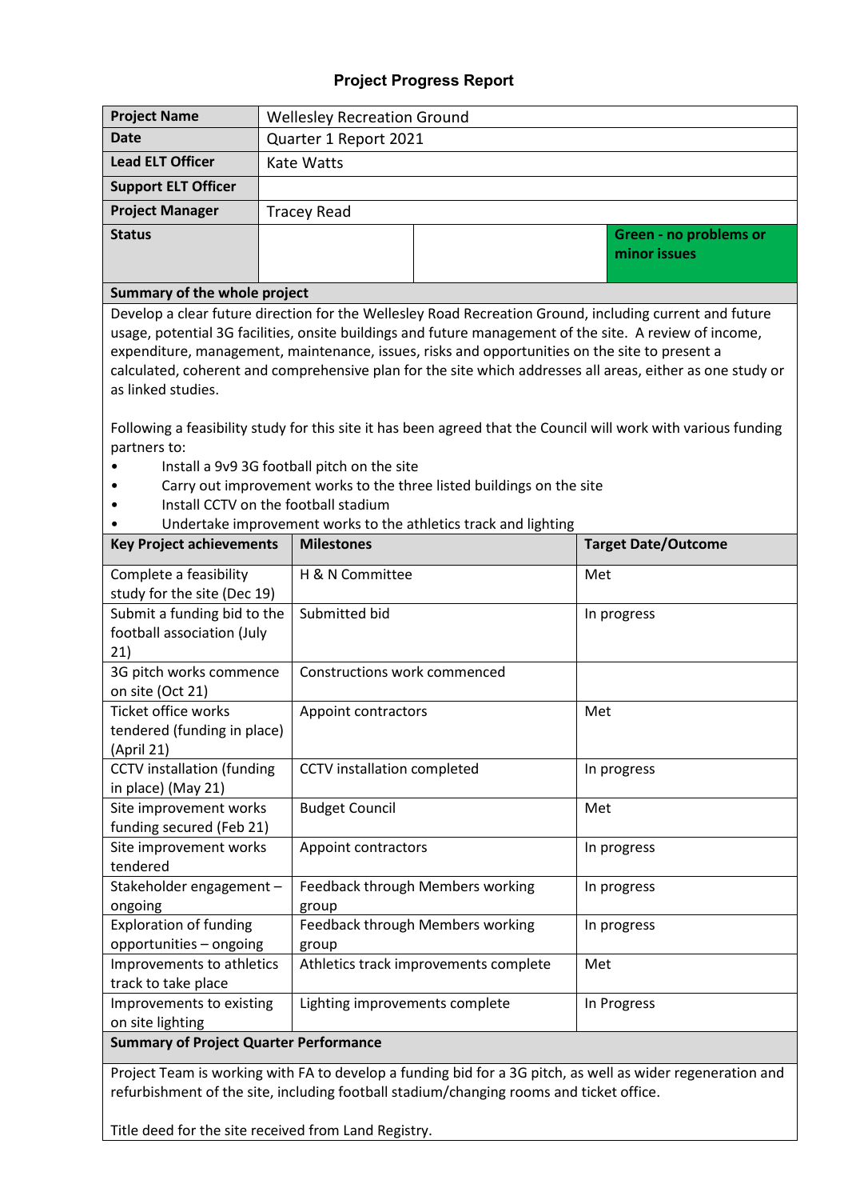# Project Progress Report

| Project Name | Wellesley Recreation Ground | | |
|---|---|---|---|
| Date | Quarter 1 Report 2021 | | |
| Lead ELT Officer | Kate Watts | | |
| Support ELT Officer | | | |
| Project Manager | Tracey Read | | |
| Status | | | **Green - no problems or minor issues** |

**Summary of the whole project**

Develop a clear future direction for the Wellesley Road Recreation Ground, including current and future usage, potential 3G facilities, onsite buildings and future management of the site. A review of income, expenditure, management, maintenance, issues, risks and opportunities on the site to present a calculated, coherent and comprehensive plan for the site which addresses all areas, either as one study or as linked studies.

Following a feasibility study for this site it has been agreed that the Council will work with various funding partners to:

- Install a 9v9 3G football pitch on the site
- Carry out improvement works to the three listed buildings on the site
- Install CCTV on the football stadium
- Undertake improvement works to the athletics track and lighting

| Key Project achievements | Milestones | Target Date/Outcome |
|---|---|---|
| Complete a feasibility study for the site (Dec 19) | H & N Committee | Met |
| Submit a funding bid to the football association (July 21) | Submitted bid | In progress |
| 3G pitch works commence on site (Oct 21) | Constructions work commenced | |
| Ticket office works tendered (funding in place) (April 21) | Appoint contractors | Met |
| CCTV installation (funding in place) (May 21) | CCTV installation completed | In progress |
| Site improvement works funding secured (Feb 21) | Budget Council | Met |
| Site improvement works tendered | Appoint contractors | In progress |
| Stakeholder engagement – ongoing | Feedback through Members working group | In progress |
| Exploration of funding opportunities – ongoing | Feedback through Members working group | In progress |
| Improvements to athletics track to take place | Athletics track improvements complete | Met |
| Improvements to existing on site lighting | Lighting improvements complete | In Progress |

**Summary of Project Quarter Performance**

Project Team is working with FA to develop a funding bid for a 3G pitch, as well as wider regeneration and refurbishment of the site, including football stadium/changing rooms and ticket office.

Title deed for the site received from Land Registry.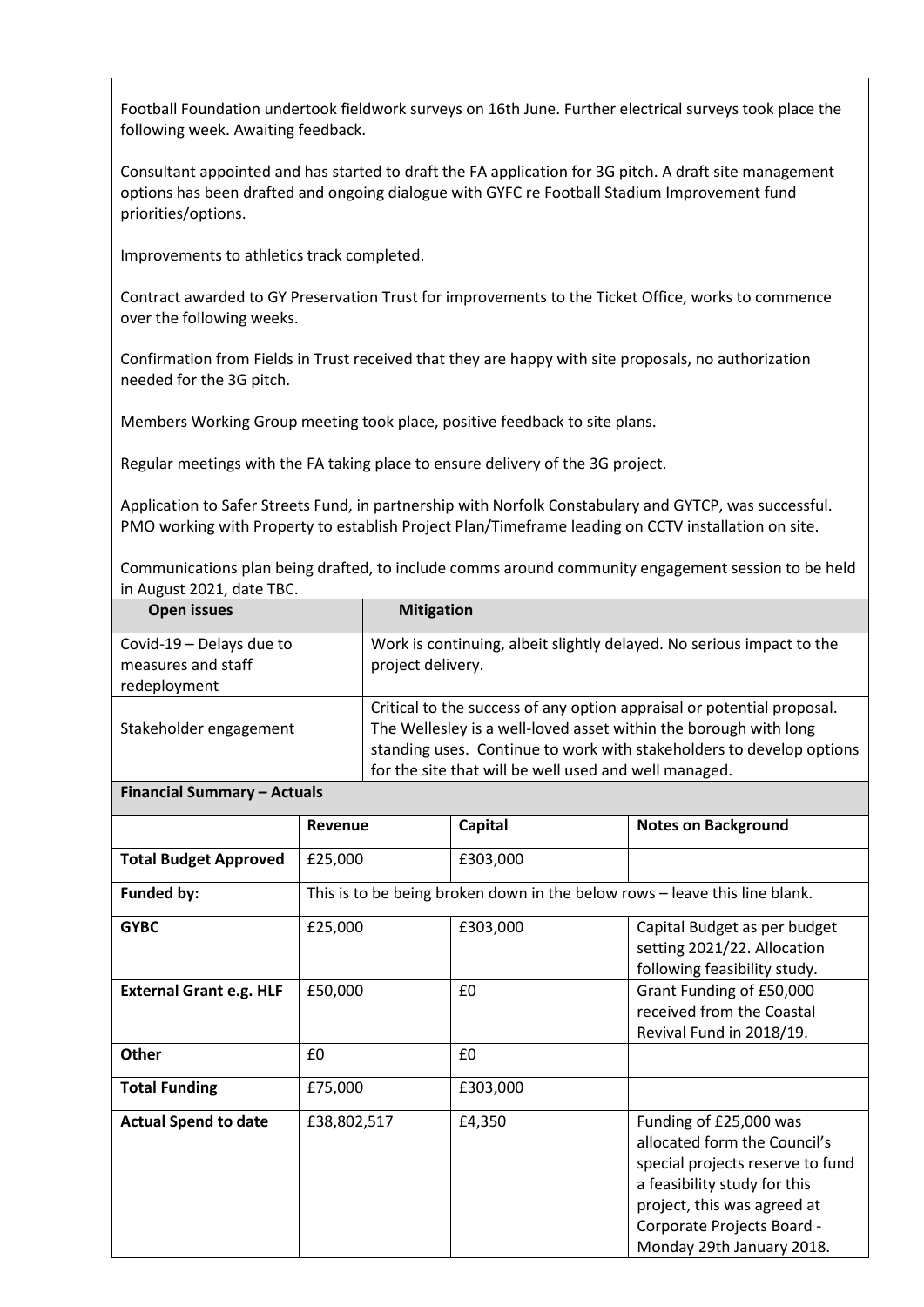Football Foundation undertook fieldwork surveys on 16th June. Further electrical surveys took place the following week. Awaiting feedback.

Consultant appointed and has started to draft the FA application for 3G pitch. A draft site management options has been drafted and ongoing dialogue with GYFC re Football Stadium Improvement fund priorities/options.

Improvements to athletics track completed.

Contract awarded to GY Preservation Trust for improvements to the Ticket Office, works to commence over the following weeks.

Confirmation from Fields in Trust received that they are happy with site proposals, no authorization needed for the 3G pitch.

Members Working Group meeting took place, positive feedback to site plans.

Regular meetings with the FA taking place to ensure delivery of the 3G project.

Application to Safer Streets Fund, in partnership with Norfolk Constabulary and GYTCP, was successful. PMO working with Property to establish Project Plan/Timeframe leading on CCTV installation on site.

Communications plan being drafted, to include comms around community engagement session to be held in August 2021, date TBC.

| Open issues | Mitigation |
|---|---|
| Covid-19 – Delays due to measures and staff redeployment | Work is continuing, albeit slightly delayed. No serious impact to the project delivery. |
| Stakeholder engagement | Critical to the success of any option appraisal or potential proposal. The Wellesley is a well-loved asset within the borough with long standing uses. Continue to work with stakeholders to develop options for the site that will be well used and well managed. |

**Financial Summary – Actuals**

| | Revenue | Capital | Notes on Background |
|---|---|---|---|
| **Total Budget Approved** | £25,000 | £303,000 | |
| **Funded by:** | This is to be being broken down in the below rows – leave this line blank. | | |
| **GYBC** | £25,000 | £303,000 | Capital Budget as per budget setting 2021/22. Allocation following feasibility study. |
| **External Grant e.g. HLF** | £50,000 | £0 | Grant Funding of £50,000 received from the Coastal Revival Fund in 2018/19. |
| **Other** | £0 | £0 | |
| **Total Funding** | £75,000 | £303,000 | |
| **Actual Spend to date** | £38,802,517 | £4,350 | Funding of £25,000 was allocated form the Council's special projects reserve to fund a feasibility study for this project, this was agreed at Corporate Projects Board - Monday 29th January 2018. |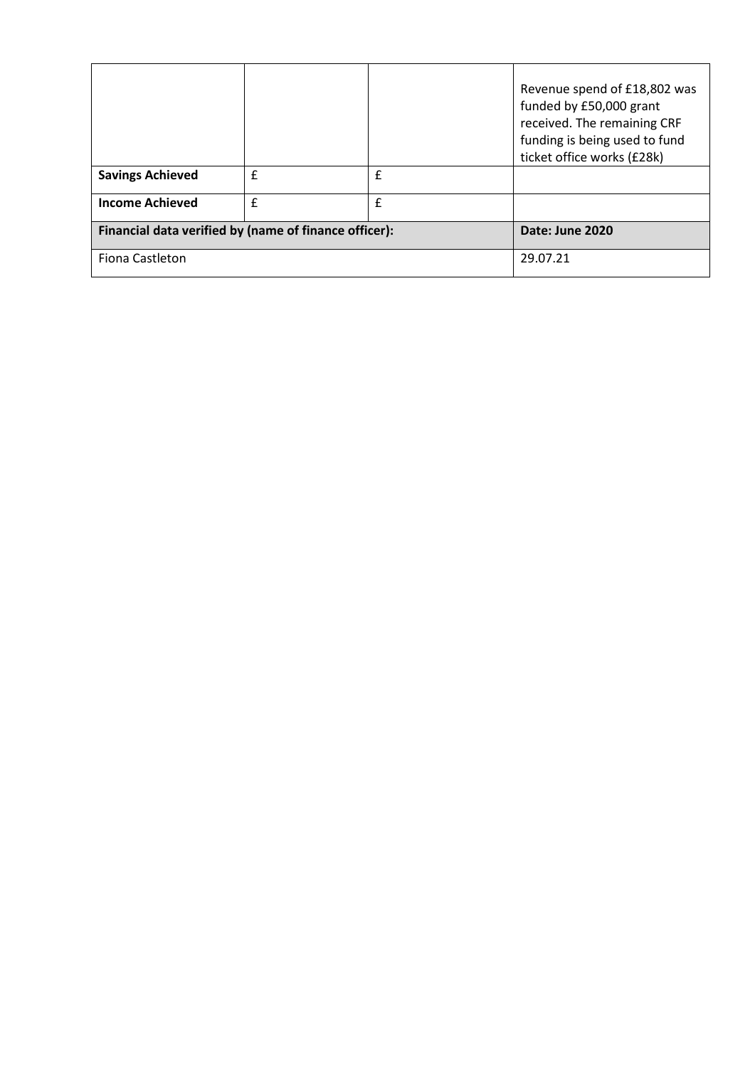| | | | |
|---|---|---|---|
| | | | Revenue spend of £18,802 was funded by £50,000 grant received. The remaining CRF funding is being used to fund ticket office works (£28k) |
| **Savings Achieved** | £ | £ | |
| **Income Achieved** | £ | £ | |
| **Financial data verified by (name of finance officer):** | | | **Date: June 2020** |
| Fiona Castleton | | | 29.07.21 |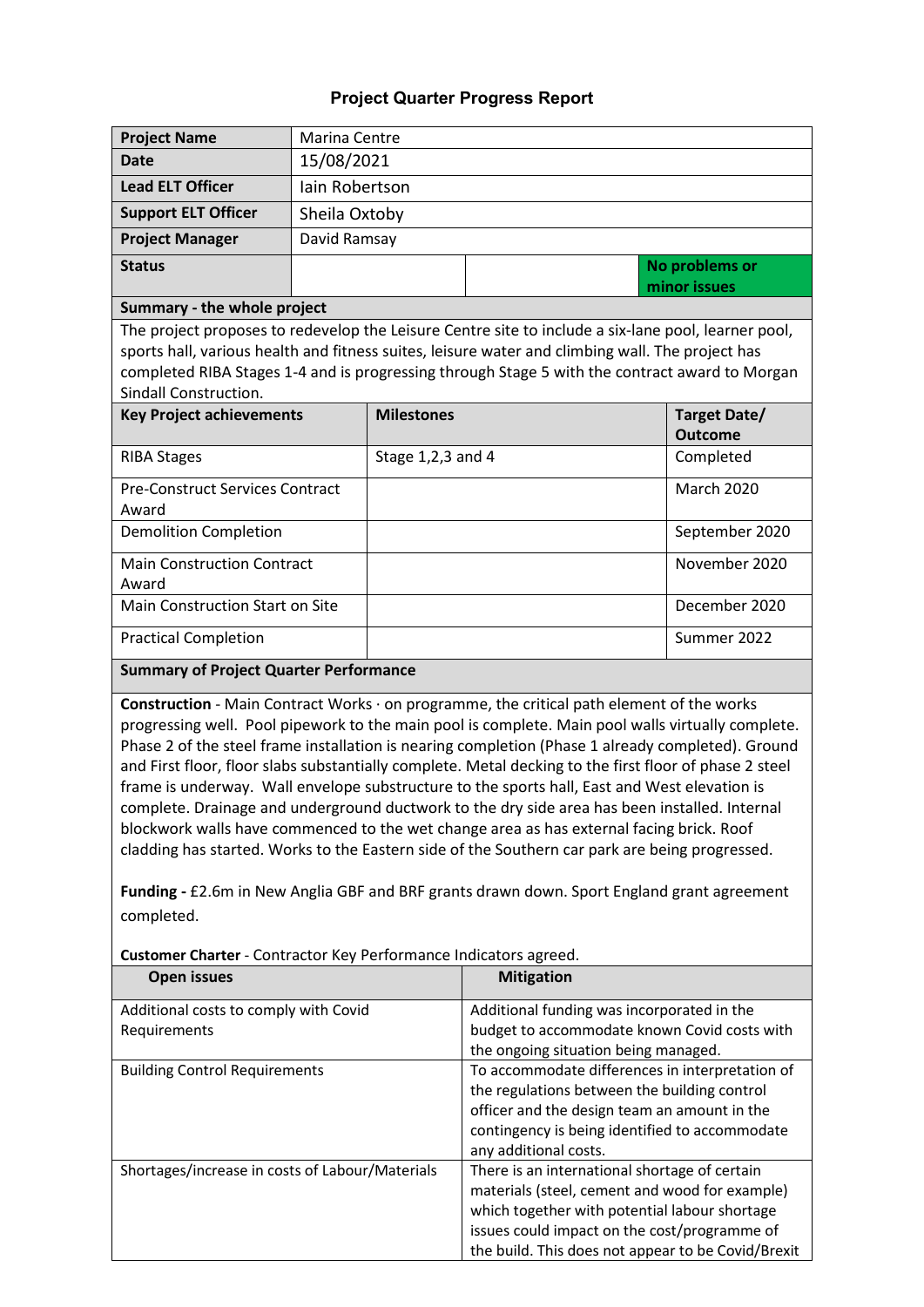# Project Quarter Progress Report

| Project Name | Marina Centre | | |
|---|---|---|---|
| Date | 15/08/2021 | | |
| Lead ELT Officer | Iain Robertson | | |
| Support ELT Officer | Sheila Oxtoby | | |
| Project Manager | David Ramsay | | |
| Status | | | No problems or minor issues |

**Summary - the whole project**

The project proposes to redevelop the Leisure Centre site to include a six-lane pool, learner pool, sports hall, various health and fitness suites, leisure water and climbing wall. The project has completed RIBA Stages 1-4 and is progressing through Stage 5 with the contract award to Morgan Sindall Construction.

| Key Project achievements | Milestones | Target Date/ Outcome |
|---|---|---|
| RIBA Stages | Stage 1,2,3 and 4 | Completed |
| Pre-Construct Services Contract Award | | March 2020 |
| Demolition Completion | | September 2020 |
| Main Construction Contract Award | | November 2020 |
| Main Construction Start on Site | | December 2020 |
| Practical Completion | | Summer 2022 |

**Summary of Project Quarter Performance**

**Construction** - Main Contract Works · on programme, the critical path element of the works progressing well. Pool pipework to the main pool is complete. Main pool walls virtually complete. Phase 2 of the steel frame installation is nearing completion (Phase 1 already completed). Ground and First floor, floor slabs substantially complete. Metal decking to the first floor of phase 2 steel frame is underway. Wall envelope substructure to the sports hall, East and West elevation is complete. Drainage and underground ductwork to the dry side area has been installed. Internal blockwork walls have commenced to the wet change area as has external facing brick. Roof cladding has started. Works to the Eastern side of the Southern car park are being progressed.

**Funding -** £2.6m in New Anglia GBF and BRF grants drawn down. Sport England grant agreement completed.

**Customer Charter** - Contractor Key Performance Indicators agreed.

| Open issues | Mitigation |
|---|---|
| Additional costs to comply with Covid Requirements | Additional funding was incorporated in the budget to accommodate known Covid costs with the ongoing situation being managed. |
| Building Control Requirements | To accommodate differences in interpretation of the regulations between the building control officer and the design team an amount in the contingency is being identified to accommodate any additional costs. |
| Shortages/increase in costs of Labour/Materials | There is an international shortage of certain materials (steel, cement and wood for example) which together with potential labour shortage issues could impact on the cost/programme of the build. This does not appear to be Covid/Brexit |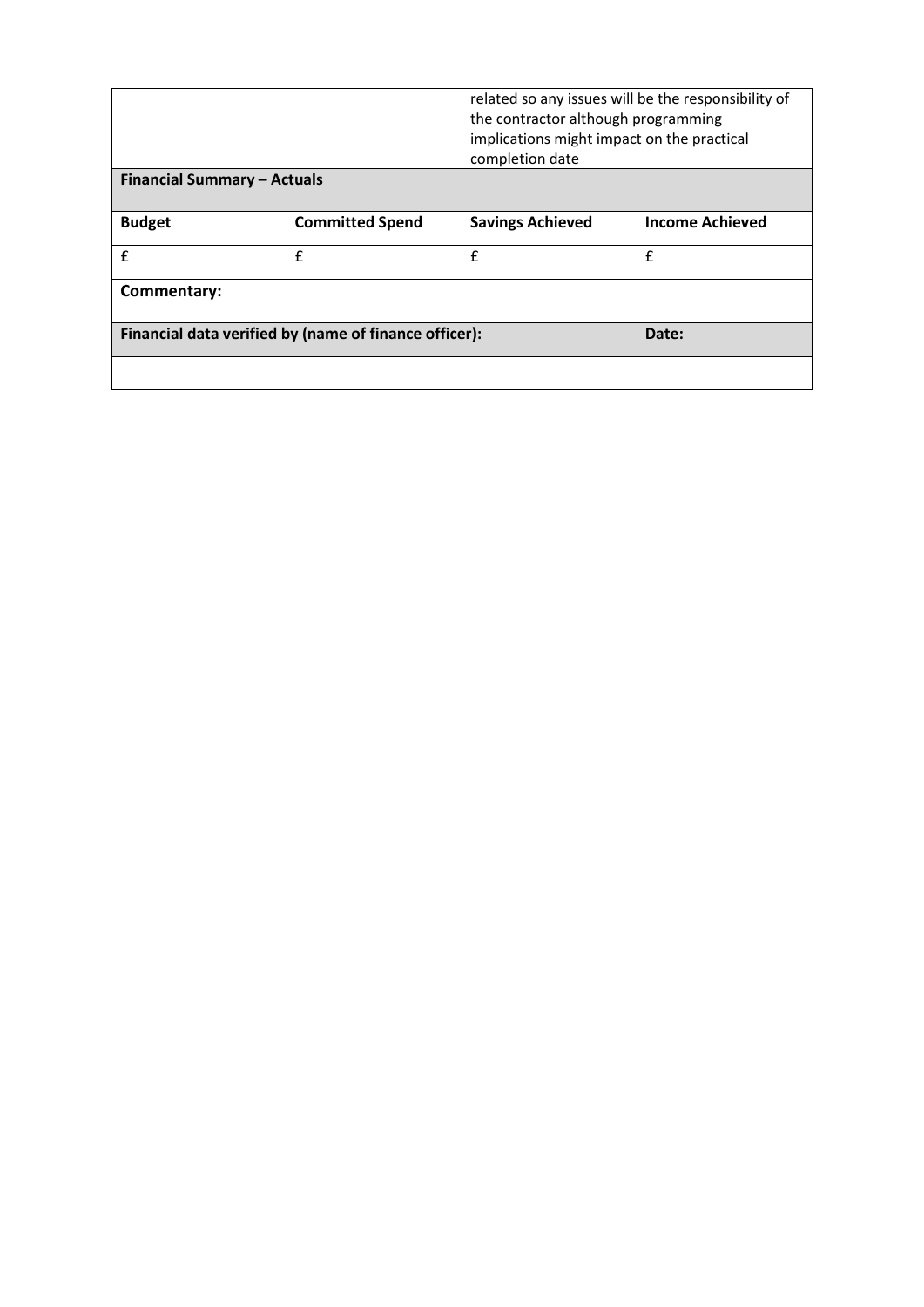| | | related so any issues will be the responsibility of the contractor although programming implications might impact on the practical completion date | |
|---|---|---|---|
| **Financial Summary – Actuals** | | | |
| **Budget** | **Committed Spend** | **Savings Achieved** | **Income Achieved** |
| £ | £ | £ | £ |
| **Commentary:** | | | |
| **Financial data verified by (name of finance officer):** | | | **Date:** |
| | | | |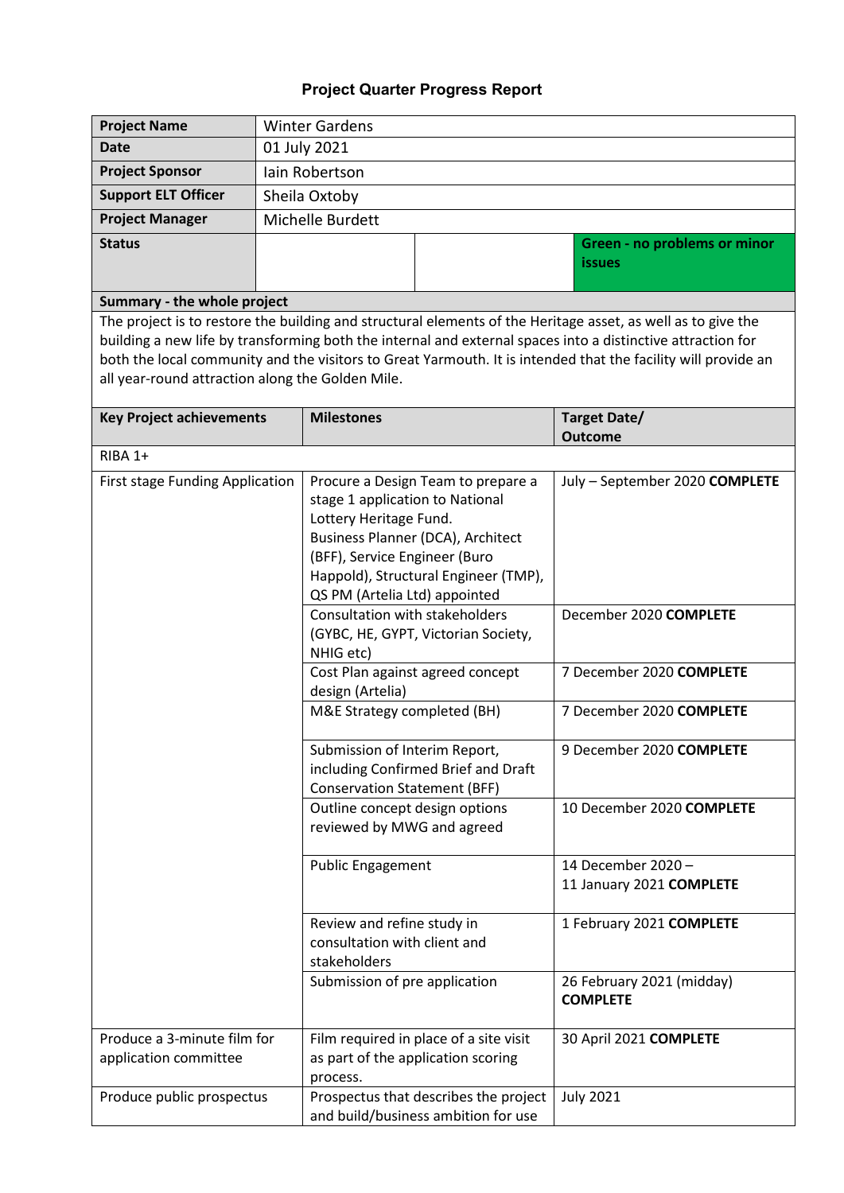## Project Quarter Progress Report

| | | | |
|---|---|---|---|
| **Project Name** | Winter Gardens | | |
| **Date** | 01 July 2021 | | |
| **Project Sponsor** | Iain Robertson | | |
| **Support ELT Officer** | Sheila Oxtoby | | |
| **Project Manager** | Michelle Burdett | | |
| **Status** | | | **Green - no problems or minor issues** |

**Summary - the whole project**

The project is to restore the building and structural elements of the Heritage asset, as well as to give the building a new life by transforming both the internal and external spaces into a distinctive attraction for both the local community and the visitors to Great Yarmouth. It is intended that the facility will provide an all year-round attraction along the Golden Mile.

| Key Project achievements | Milestones | Target Date/ Outcome |
|---|---|---|
| RIBA 1+ | | |
| First stage Funding Application | Procure a Design Team to prepare a stage 1 application to National Lottery Heritage Fund. Business Planner (DCA), Architect (BFF), Service Engineer (Buro Happold), Structural Engineer (TMP), QS PM (Artelia Ltd) appointed | July – September 2020 **COMPLETE** |
| | Consultation with stakeholders (GYBC, HE, GYPT, Victorian Society, NHIG etc) | December 2020 **COMPLETE** |
| | Cost Plan against agreed concept design (Artelia) | 7 December 2020 **COMPLETE** |
| | M&E Strategy completed (BH) | 7 December 2020 **COMPLETE** |
| | Submission of Interim Report, including Confirmed Brief and Draft Conservation Statement (BFF) | 9 December 2020 **COMPLETE** |
| | Outline concept design options reviewed by MWG and agreed | 10 December 2020 **COMPLETE** |
| | Public Engagement | 14 December 2020 – 11 January 2021 **COMPLETE** |
| | Review and refine study in consultation with client and stakeholders | 1 February 2021 **COMPLETE** |
| | Submission of pre application | 26 February 2021 (midday) **COMPLETE** |
| Produce a 3-minute film for application committee | Film required in place of a site visit as part of the application scoring process. | 30 April 2021 **COMPLETE** |
| Produce public prospectus | Prospectus that describes the project and build/business ambition for use | July 2021 |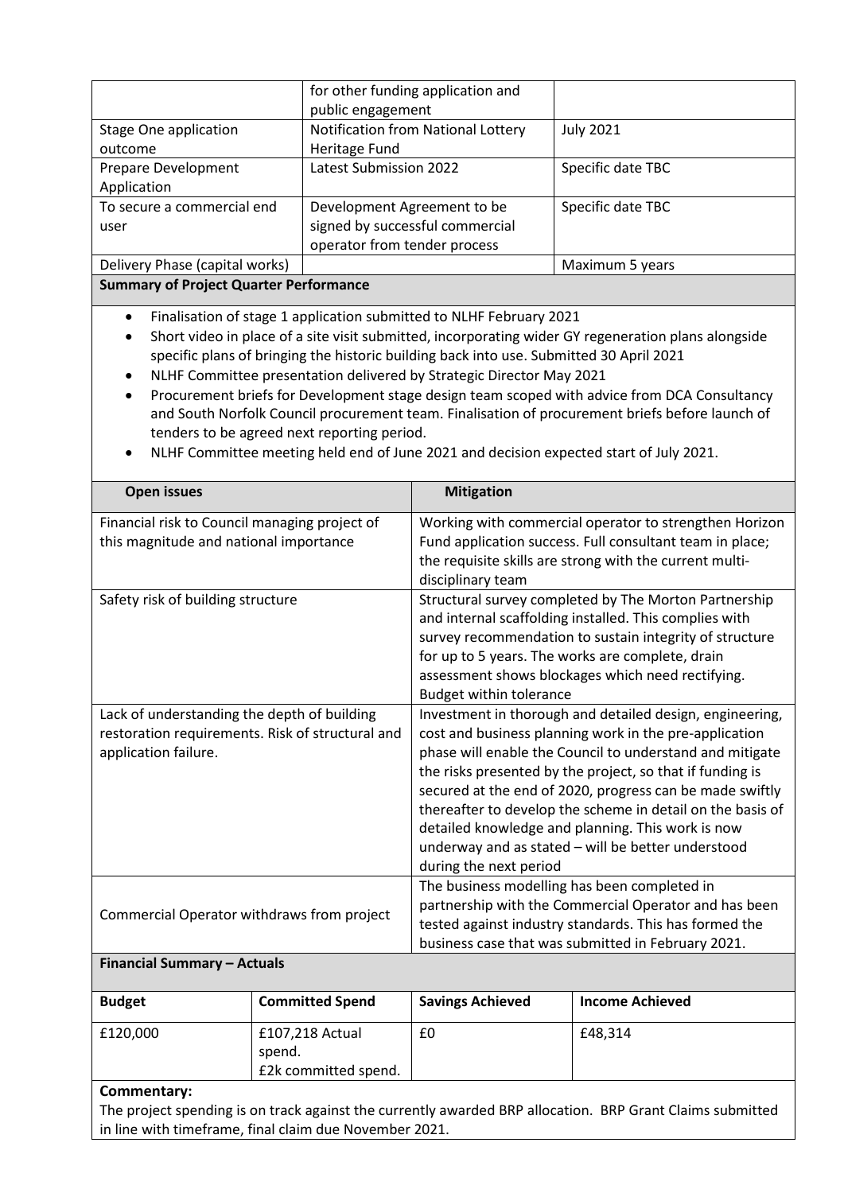|  | for other funding application and public engagement |  |
|---|---|---|
| Stage One application outcome | Notification from National Lottery Heritage Fund | July 2021 |
| Prepare Development Application | Latest Submission 2022 | Specific date TBC |
| To secure a commercial end user | Development Agreement to be signed by successful commercial operator from tender process | Specific date TBC |
| Delivery Phase (capital works) |  | Maximum 5 years |

**Summary of Project Quarter Performance**

- Finalisation of stage 1 application submitted to NLHF February 2021
- Short video in place of a site visit submitted, incorporating wider GY regeneration plans alongside specific plans of bringing the historic building back into use. Submitted 30 April 2021
- NLHF Committee presentation delivered by Strategic Director May 2021
- Procurement briefs for Development stage design team scoped with advice from DCA Consultancy and South Norfolk Council procurement team. Finalisation of procurement briefs before launch of tenders to be agreed next reporting period.
- NLHF Committee meeting held end of June 2021 and decision expected start of July 2021.

| Open issues | Mitigation |
|---|---|
| Financial risk to Council managing project of this magnitude and national importance | Working with commercial operator to strengthen Horizon Fund application success. Full consultant team in place; the requisite skills are strong with the current multi-disciplinary team |
| Safety risk of building structure | Structural survey completed by The Morton Partnership and internal scaffolding installed. This complies with survey recommendation to sustain integrity of structure for up to 5 years. The works are complete, drain assessment shows blockages which need rectifying. Budget within tolerance |
| Lack of understanding the depth of building restoration requirements. Risk of structural and application failure. | Investment in thorough and detailed design, engineering, cost and business planning work in the pre-application phase will enable the Council to understand and mitigate the risks presented by the project, so that if funding is secured at the end of 2020, progress can be made swiftly thereafter to develop the scheme in detail on the basis of detailed knowledge and planning. This work is now underway and as stated – will be better understood during the next period |
| Commercial Operator withdraws from project | The business modelling has been completed in partnership with the Commercial Operator and has been tested against industry standards. This has formed the business case that was submitted in February 2021. |

**Financial Summary – Actuals**

| Budget | Committed Spend | Savings Achieved | Income Achieved |
|---|---|---|---|
| £120,000 | £107,218 Actual spend.<br>£2k committed spend. | £0 | £48,314 |

**Commentary:**
The project spending is on track against the currently awarded BRP allocation. BRP Grant Claims submitted in line with timeframe, final claim due November 2021.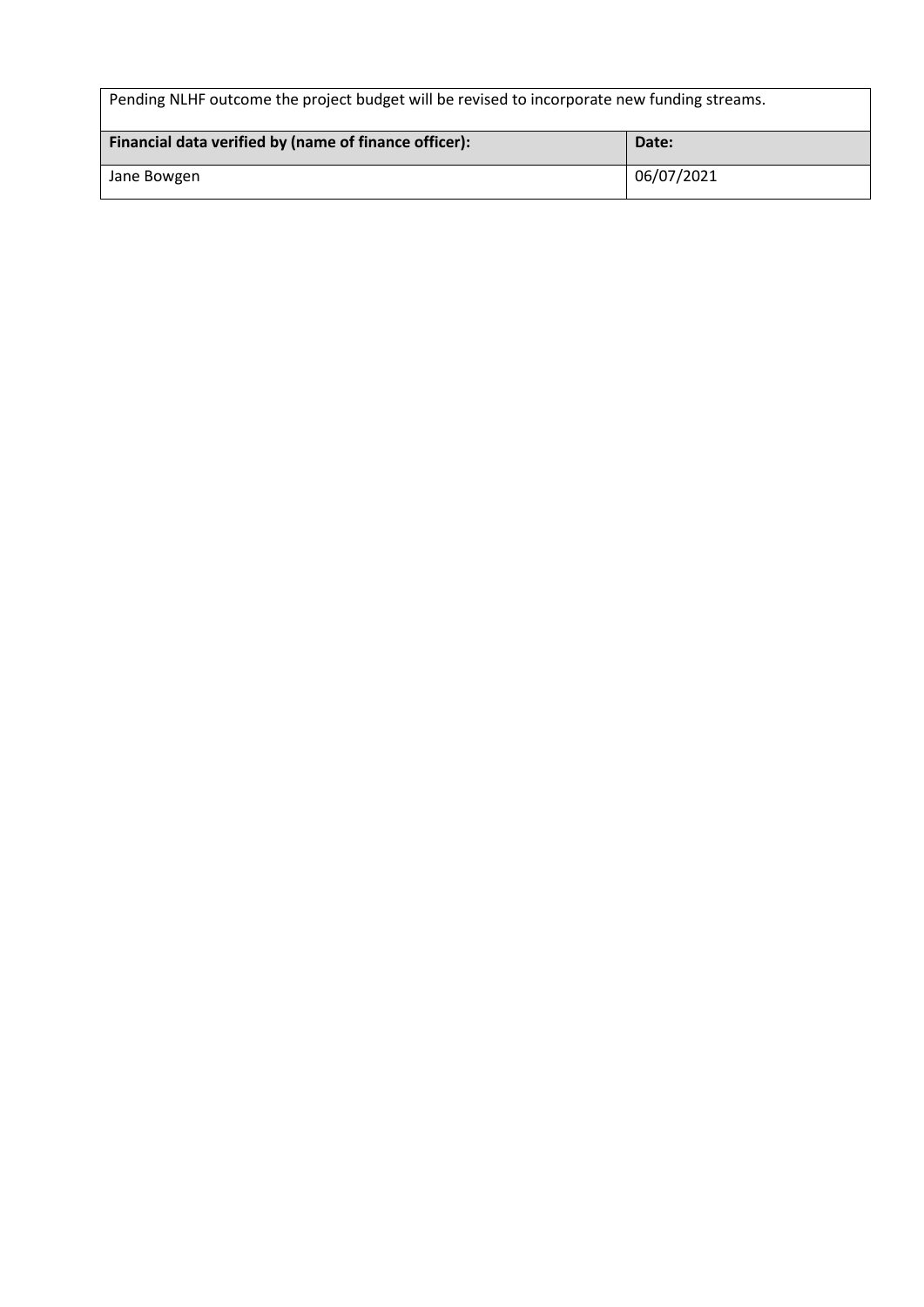| Pending NLHF outcome the project budget will be revised to incorporate new funding streams. | |
| --- | --- |
| **Financial data verified by (name of finance officer):** | **Date:** |
| Jane Bowgen | 06/07/2021 |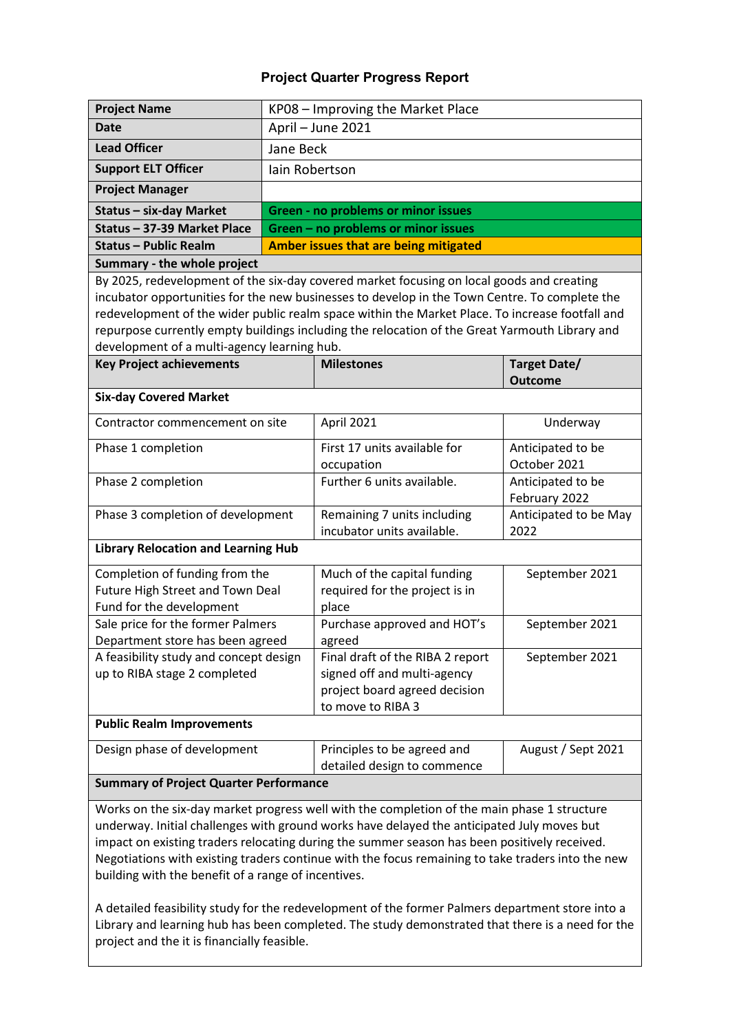# Project Quarter Progress Report

| | |
|---|---|
| **Project Name** | KP08 – Improving the Market Place |
| **Date** | April – June 2021 |
| **Lead Officer** | Jane Beck |
| **Support ELT Officer** | Iain Robertson |
| **Project Manager** | |
| **Status – six-day Market** | **Green - no problems or minor issues** |
| **Status – 37-39 Market Place** | **Green – no problems or minor issues** |
| **Status – Public Realm** | **Amber issues that are being mitigated** |

**Summary - the whole project**

By 2025, redevelopment of the six-day covered market focusing on local goods and creating incubator opportunities for the new businesses to develop in the Town Centre. To complete the redevelopment of the wider public realm space within the Market Place. To increase footfall and repurpose currently empty buildings including the relocation of the Great Yarmouth Library and development of a multi-agency learning hub.

| Key Project achievements | Milestones | Target Date/ Outcome |
|---|---|---|
| **Six-day Covered Market** | | |
| Contractor commencement on site | April 2021 | Underway |
| Phase 1 completion | First 17 units available for occupation | Anticipated to be October 2021 |
| Phase 2 completion | Further 6 units available. | Anticipated to be February 2022 |
| Phase 3 completion of development | Remaining 7 units including incubator units available. | Anticipated to be May 2022 |
| **Library Relocation and Learning Hub** | | |
| Completion of funding from the Future High Street and Town Deal Fund for the development | Much of the capital funding required for the project is in place | September 2021 |
| Sale price for the former Palmers Department store has been agreed | Purchase approved and HOT's agreed | September 2021 |
| A feasibility study and concept design up to RIBA stage 2 completed | Final draft of the RIBA 2 report signed off and multi-agency project board agreed decision to move to RIBA 3 | September 2021 |
| **Public Realm Improvements** | | |
| Design phase of development | Principles to be agreed and detailed design to commence | August / Sept 2021 |

**Summary of Project Quarter Performance**

Works on the six-day market progress well with the completion of the main phase 1 structure underway. Initial challenges with ground works have delayed the anticipated July moves but impact on existing traders relocating during the summer season has been positively received. Negotiations with existing traders continue with the focus remaining to take traders into the new building with the benefit of a range of incentives.

A detailed feasibility study for the redevelopment of the former Palmers department store into a Library and learning hub has been completed. The study demonstrated that there is a need for the project and the it is financially feasible.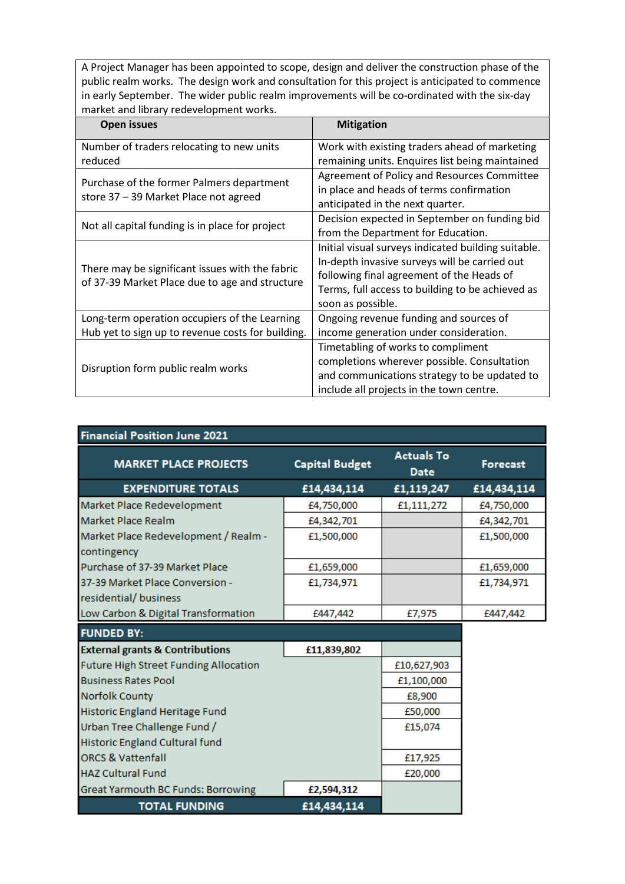| A Project Manager has been appointed to scope, design and deliver the construction phase of the public realm works. The design work and consultation for this project is anticipated to commence in early September. The wider public realm improvements will be co-ordinated with the six-day market and library redevelopment works. | |
|---|---|
| **Open issues** | **Mitigation** |
| Number of traders relocating to new units reduced | Work with existing traders ahead of marketing remaining units. Enquires list being maintained |
| Purchase of the former Palmers department store 37 – 39 Market Place not agreed | Agreement of Policy and Resources Committee in place and heads of terms confirmation anticipated in the next quarter. |
| Not all capital funding is in place for project | Decision expected in September on funding bid from the Department for Education. |
| There may be significant issues with the fabric of 37-39 Market Place due to age and structure | Initial visual surveys indicated building suitable. In-depth invasive surveys will be carried out following final agreement of the Heads of Terms, full access to building to be achieved as soon as possible. |
| Long-term operation occupiers of the Learning Hub yet to sign up to revenue costs for building. | Ongoing revenue funding and sources of income generation under consideration. |
| Disruption form public realm works | Timetabling of works to compliment completions wherever possible. Consultation and communications strategy to be updated to include all projects in the town centre. |

**Financial Position June 2021**

| MARKET PLACE PROJECTS | Capital Budget | Actuals To Date | Forecast |
|---|---|---|---|
| **EXPENDITURE TOTALS** | **£14,434,114** | **£1,119,247** | **£14,434,114** |
| Market Place Redevelopment | £4,750,000 | £1,111,272 | £4,750,000 |
| Market Place Realm | £4,342,701 | | £4,342,701 |
| Market Place Redevelopment / Realm - contingency | £1,500,000 | | £1,500,000 |
| Purchase of 37-39 Market Place | £1,659,000 | | £1,659,000 |
| 37-39 Market Place Conversion - residential/ business | £1,734,971 | | £1,734,971 |
| Low Carbon & Digital Transformation | £447,442 | £7,975 | £447,442 |
| **FUNDED BY:** | | | |
| **External grants & Contributions** | **£11,839,802** | | |
| Future High Street Funding Allocation | | £10,627,903 | |
| Business Rates Pool | | £1,100,000 | |
| Norfolk County | | £8,900 | |
| Historic England Heritage Fund | | £50,000 | |
| Urban Tree Challenge Fund / Historic England Cultural fund | | £15,074 | |
| ORCS & Vattenfall | | £17,925 | |
| HAZ Cultural Fund | | £20,000 | |
| Great Yarmouth BC Funds: Borrowing | **£2,594,312** | | |
| **TOTAL FUNDING** | **£14,434,114** | | |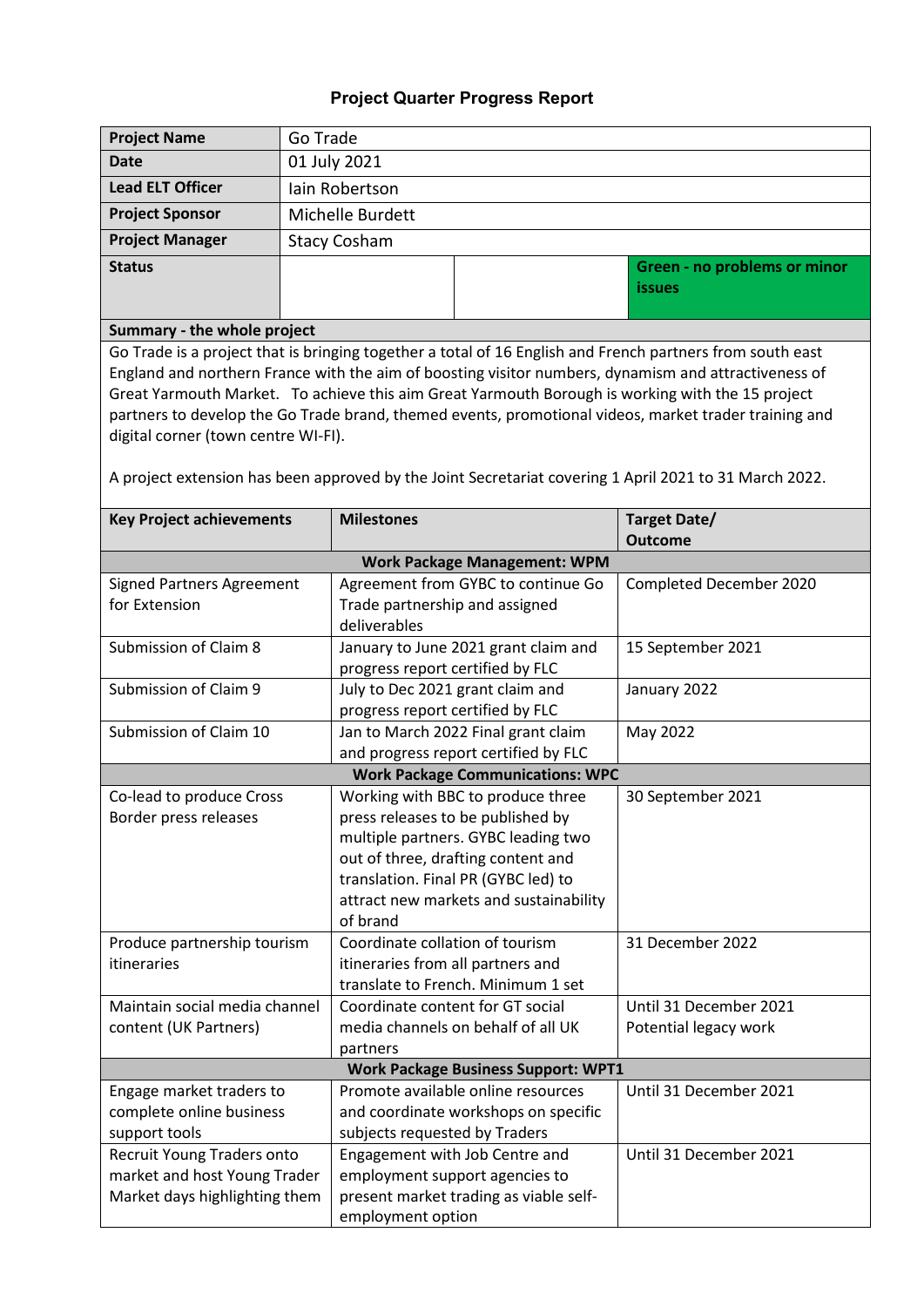### Project Quarter Progress Report

| **Project Name** | Go Trade | | |
|---|---|---|---|
| **Date** | 01 July 2021 | | |
| **Lead ELT Officer** | Iain Robertson | | |
| **Project Sponsor** | Michelle Burdett | | |
| **Project Manager** | Stacy Cosham | | |
| **Status** | | | **Green - no problems or minor issues** |

**Summary - the whole project**

Go Trade is a project that is bringing together a total of 16 English and French partners from south east England and northern France with the aim of boosting visitor numbers, dynamism and attractiveness of Great Yarmouth Market. To achieve this aim Great Yarmouth Borough is working with the 15 project partners to develop the Go Trade brand, themed events, promotional videos, market trader training and digital corner (town centre WI-FI).

A project extension has been approved by the Joint Secretariat covering 1 April 2021 to 31 March 2022.

| **Key Project achievements** | **Milestones** | **Target Date/ Outcome** |
|---|---|---|
| **Work Package Management: WPM** | | |
| Signed Partners Agreement for Extension | Agreement from GYBC to continue Go Trade partnership and assigned deliverables | Completed December 2020 |
| Submission of Claim 8 | January to June 2021 grant claim and progress report certified by FLC | 15 September 2021 |
| Submission of Claim 9 | July to Dec 2021 grant claim and progress report certified by FLC | January 2022 |
| Submission of Claim 10 | Jan to March 2022 Final grant claim and progress report certified by FLC | May 2022 |
| **Work Package Communications: WPC** | | |
| Co-lead to produce Cross Border press releases | Working with BBC to produce three press releases to be published by multiple partners. GYBC leading two out of three, drafting content and translation. Final PR (GYBC led) to attract new markets and sustainability of brand | 30 September 2021 |
| Produce partnership tourism itineraries | Coordinate collation of tourism itineraries from all partners and translate to French. Minimum 1 set | 31 December 2022 |
| Maintain social media channel content (UK Partners) | Coordinate content for GT social media channels on behalf of all UK partners | Until 31 December 2021<br>Potential legacy work |
| **Work Package Business Support: WPT1** | | |
| Engage market traders to complete online business support tools | Promote available online resources and coordinate workshops on specific subjects requested by Traders | Until 31 December 2021 |
| Recruit Young Traders onto market and host Young Trader Market days highlighting them | Engagement with Job Centre and employment support agencies to present market trading as viable self-employment option | Until 31 December 2021 |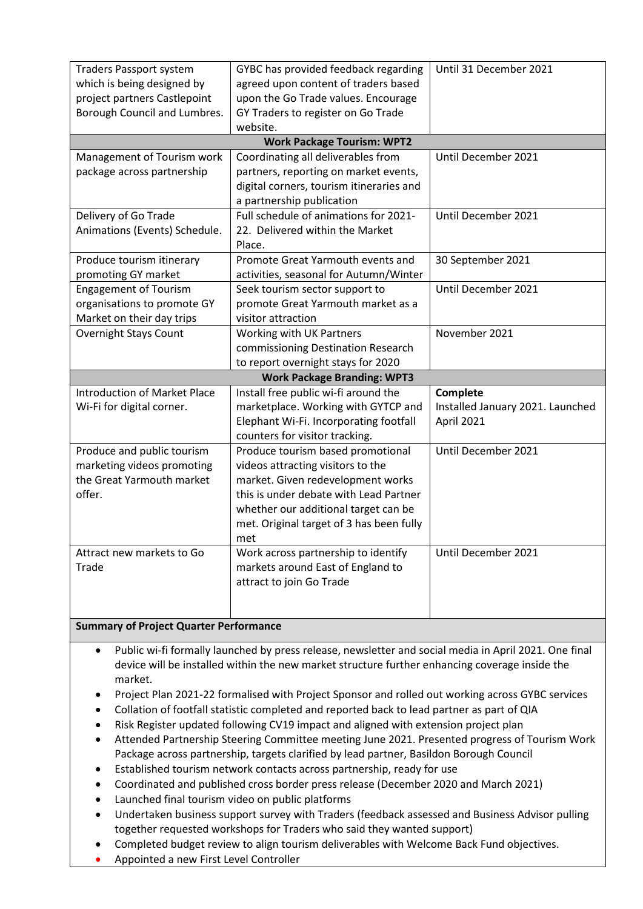| | | |
|---|---|---|
| Traders Passport system which is being designed by project partners Castlepoint Borough Council and Lumbres. | GYBC has provided feedback regarding agreed upon content of traders based upon the Go Trade values. Encourage GY Traders to register on Go Trade website. | Until 31 December 2021 |
| **Work Package Tourism: WPT2** | | |
| Management of Tourism work package across partnership | Coordinating all deliverables from partners, reporting on market events, digital corners, tourism itineraries and a partnership publication | Until December 2021 |
| Delivery of Go Trade Animations (Events) Schedule. | Full schedule of animations for 2021-22. Delivered within the Market Place. | Until December 2021 |
| Produce tourism itinerary promoting GY market | Promote Great Yarmouth events and activities, seasonal for Autumn/Winter | 30 September 2021 |
| Engagement of Tourism organisations to promote GY Market on their day trips | Seek tourism sector support to promote Great Yarmouth market as a visitor attraction | Until December 2021 |
| Overnight Stays Count | Working with UK Partners commissioning Destination Research to report overnight stays for 2020 | November 2021 |
| **Work Package Branding: WPT3** | | |
| Introduction of Market Place Wi-Fi for digital corner. | Install free public wi-fi around the marketplace. Working with GYTCP and Elephant Wi-Fi. Incorporating footfall counters for visitor tracking. | **Complete** Installed January 2021. Launched April 2021 |
| Produce and public tourism marketing videos promoting the Great Yarmouth market offer. | Produce tourism based promotional videos attracting visitors to the market. Given redevelopment works this is under debate with Lead Partner whether our additional target can be met. Original target of 3 has been fully met | Until December 2021 |
| Attract new markets to Go Trade | Work across partnership to identify markets around East of England to attract to join Go Trade | Until December 2021 |

**Summary of Project Quarter Performance**

- Public wi-fi formally launched by press release, newsletter and social media in April 2021. One final device will be installed within the new market structure further enhancing coverage inside the market.
- Project Plan 2021-22 formalised with Project Sponsor and rolled out working across GYBC services
- Collation of footfall statistic completed and reported back to lead partner as part of QIA
- Risk Register updated following CV19 impact and aligned with extension project plan
- Attended Partnership Steering Committee meeting June 2021. Presented progress of Tourism Work Package across partnership, targets clarified by lead partner, Basildon Borough Council
- Established tourism network contacts across partnership, ready for use
- Coordinated and published cross border press release (December 2020 and March 2021)
- Launched final tourism video on public platforms
- Undertaken business support survey with Traders (feedback assessed and Business Advisor pulling together requested workshops for Traders who said they wanted support)
- Completed budget review to align tourism deliverables with Welcome Back Fund objectives.
- Appointed a new First Level Controller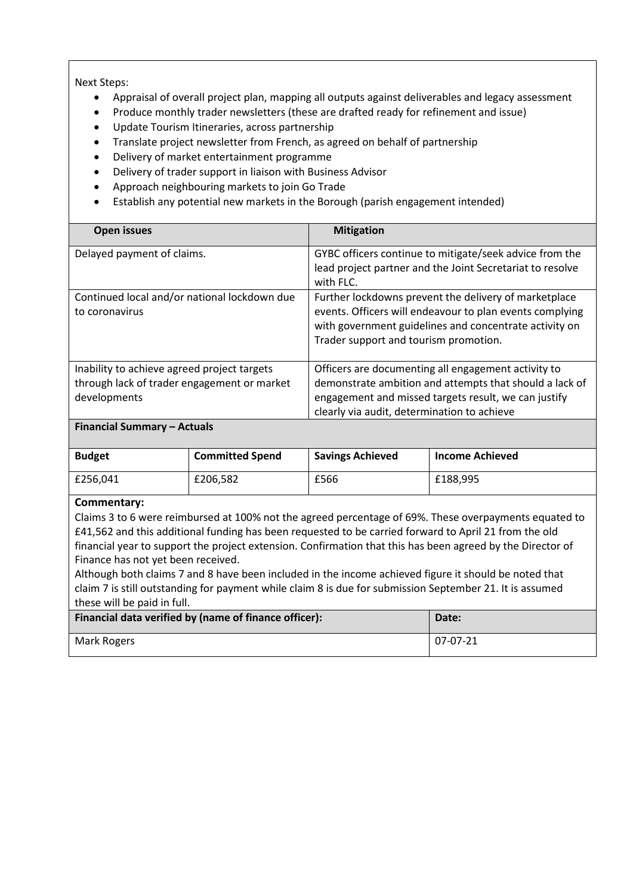Next Steps:

- Appraisal of overall project plan, mapping all outputs against deliverables and legacy assessment
- Produce monthly trader newsletters (these are drafted ready for refinement and issue)
- Update Tourism Itineraries, across partnership
- Translate project newsletter from French, as agreed on behalf of partnership
- Delivery of market entertainment programme
- Delivery of trader support in liaison with Business Advisor
- Approach neighbouring markets to join Go Trade
- Establish any potential new markets in the Borough (parish engagement intended)

| **Open issues** | **Mitigation** |
|---|---|
| Delayed payment of claims. | GYBC officers continue to mitigate/seek advice from the lead project partner and the Joint Secretariat to resolve with FLC. |
| Continued local and/or national lockdown due to coronavirus | Further lockdowns prevent the delivery of marketplace events. Officers will endeavour to plan events complying with government guidelines and concentrate activity on Trader support and tourism promotion. |
| Inability to achieve agreed project targets through lack of trader engagement or market developments | Officers are documenting all engagement activity to demonstrate ambition and attempts that should a lack of engagement and missed targets result, we can justify clearly via audit, determination to achieve |

**Financial Summary – Actuals**

| **Budget** | **Committed Spend** | **Savings Achieved** | **Income Achieved** |
|---|---|---|---|
| £256,041 | £206,582 | £566 | £188,995 |

**Commentary:**

Claims 3 to 6 were reimbursed at 100% not the agreed percentage of 69%. These overpayments equated to £41,562 and this additional funding has been requested to be carried forward to April 21 from the old financial year to support the project extension. Confirmation that this has been agreed by the Director of Finance has not yet been received.

Although both claims 7 and 8 have been included in the income achieved figure it should be noted that claim 7 is still outstanding for payment while claim 8 is due for submission September 21. It is assumed these will be paid in full.

| **Financial data verified by (name of finance officer):** | **Date:** |
|---|---|
| Mark Rogers | 07-07-21 |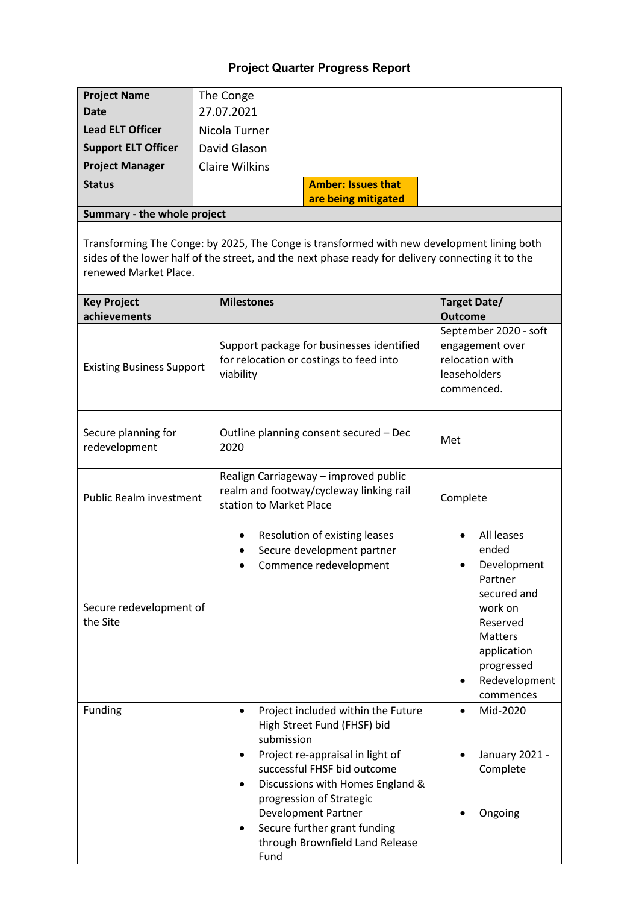# Project Quarter Progress Report

| | |
|---|---|
| **Project Name** | The Conge |
| **Date** | 27.07.2021 |
| **Lead ELT Officer** | Nicola Turner |
| **Support ELT Officer** | David Glason |
| **Project Manager** | Claire Wilkins |
| **Status** | **Amber: Issues that are being mitigated** |

**Summary - the whole project**

Transforming The Conge: by 2025, The Conge is transformed with new development lining both sides of the lower half of the street, and the next phase ready for delivery connecting it to the renewed Market Place.

| Key Project achievements | Milestones | Target Date/ Outcome |
|---|---|---|
| Existing Business Support | Support package for businesses identified for relocation or costings to feed into viability | September 2020 - soft engagement over relocation with leaseholders commenced. |
| Secure planning for redevelopment | Outline planning consent secured – Dec 2020 | Met |
| Public Realm investment | Realign Carriageway – improved public realm and footway/cycleway linking rail station to Market Place | Complete |
| Secure redevelopment of the Site | • Resolution of existing leases<br>• Secure development partner<br>• Commence redevelopment | • All leases ended<br>• Development Partner secured and work on Reserved Matters application progressed<br>• Redevelopment commences |
| Funding | • Project included within the Future High Street Fund (FHSF) bid submission<br>• Project re-appraisal in light of successful FHSF bid outcome<br>• Discussions with Homes England & progression of Strategic Development Partner<br>• Secure further grant funding through Brownfield Land Release Fund | • Mid-2020<br>• January 2021 - Complete<br>• Ongoing |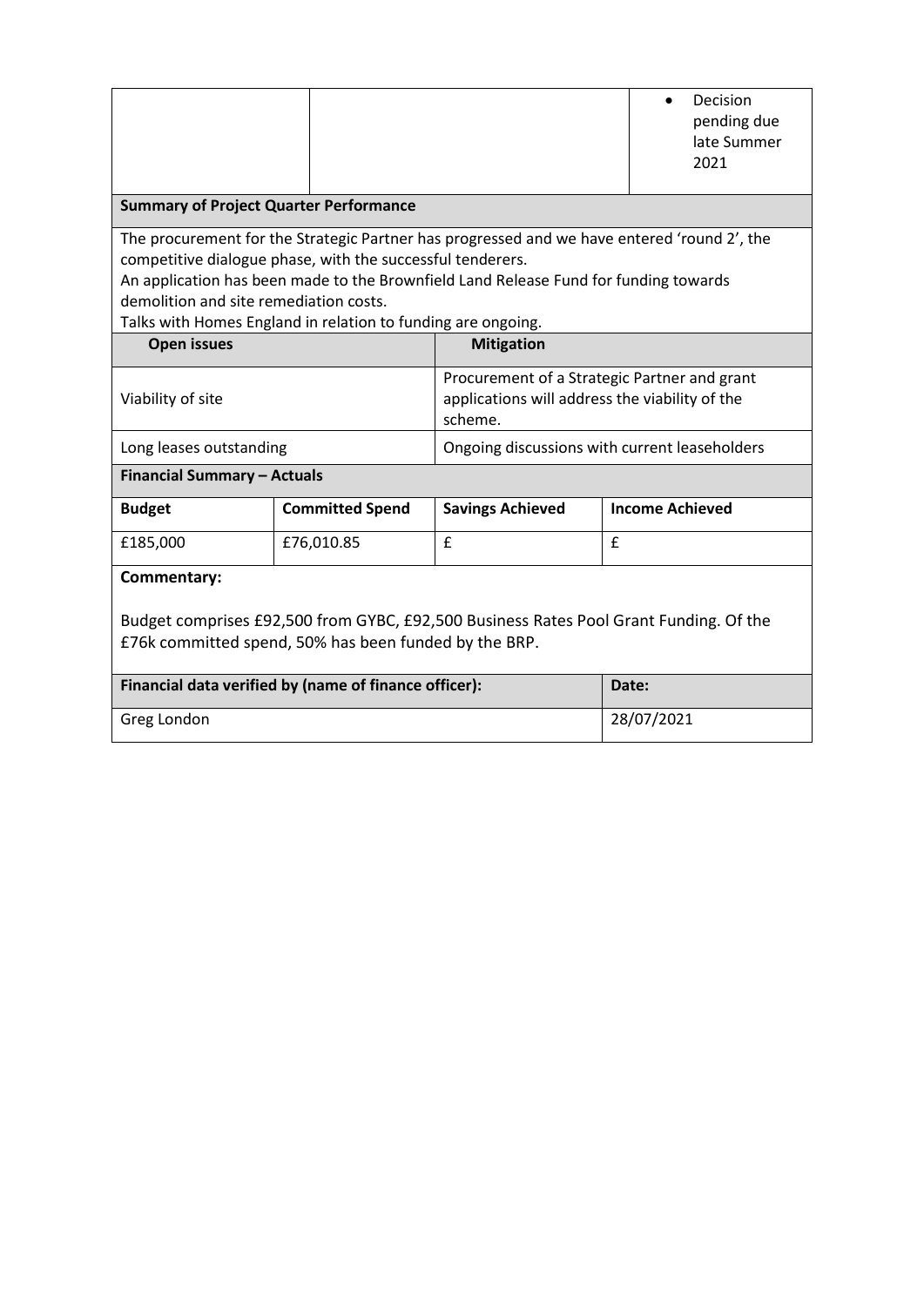| | | | |
|---|---|---|---|
| | | | • Decision pending due late Summer 2021 |

**Summary of Project Quarter Performance**

The procurement for the Strategic Partner has progressed and we have entered 'round 2', the competitive dialogue phase, with the successful tenderers.
An application has been made to the Brownfield Land Release Fund for funding towards demolition and site remediation costs.
Talks with Homes England in relation to funding are ongoing.

| Open issues | Mitigation |
|---|---|
| Viability of site | Procurement of a Strategic Partner and grant applications will address the viability of the scheme. |
| Long leases outstanding | Ongoing discussions with current leaseholders |

**Financial Summary – Actuals**

| Budget | Committed Spend | Savings Achieved | Income Achieved |
|---|---|---|---|
| £185,000 | £76,010.85 | £ | £ |

**Commentary:**

Budget comprises £92,500 from GYBC, £92,500 Business Rates Pool Grant Funding. Of the £76k committed spend, 50% has been funded by the BRP.

| Financial data verified by (name of finance officer): | Date: |
|---|---|
| Greg London | 28/07/2021 |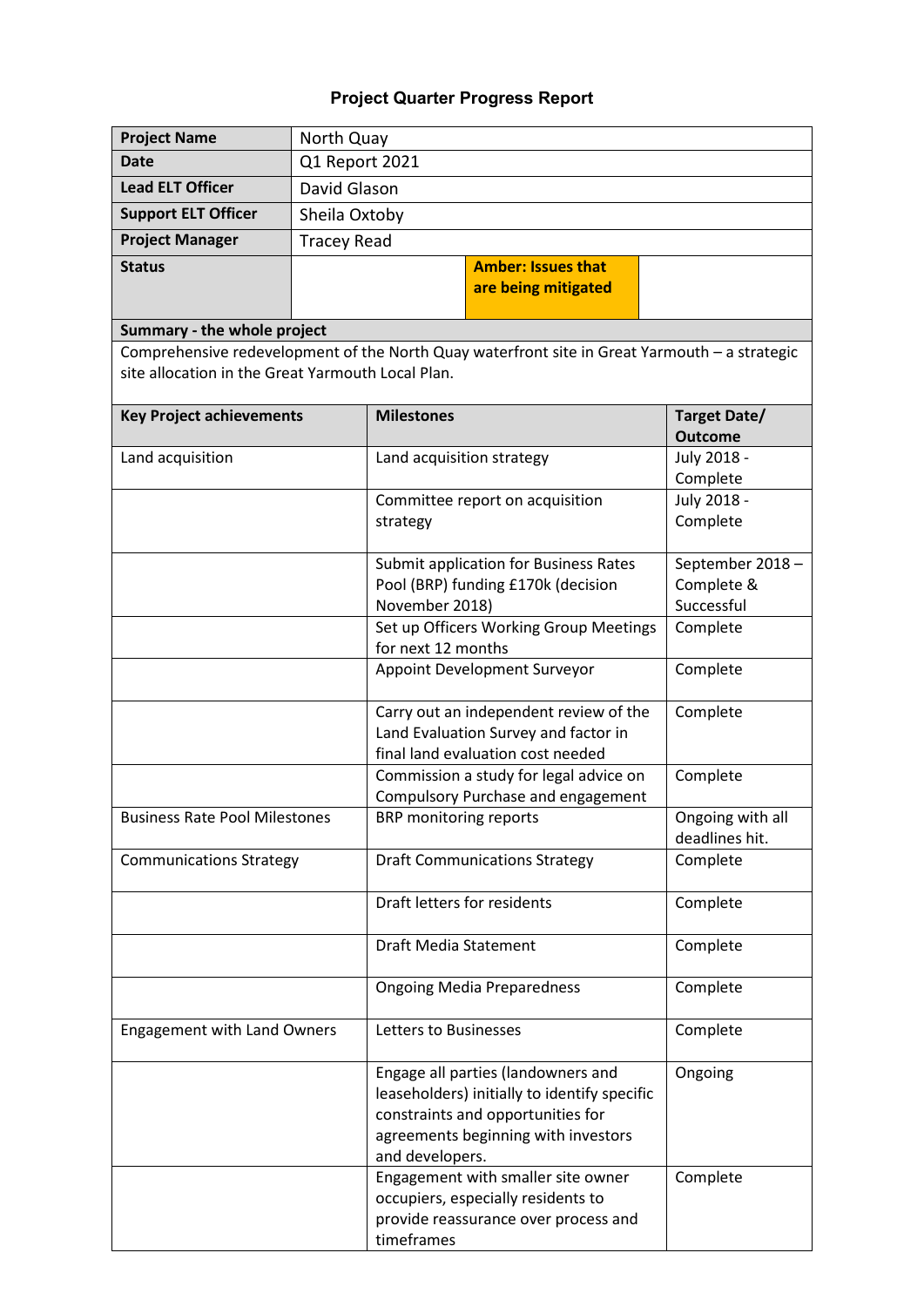# Project Quarter Progress Report

| Project Name | North Quay |
|---|---|
| Date | Q1 Report 2021 |
| Lead ELT Officer | David Glason |
| Support ELT Officer | Sheila Oxtoby |
| Project Manager | Tracey Read |
| Status | **Amber: Issues that are being mitigated** |

**Summary - the whole project**

Comprehensive redevelopment of the North Quay waterfront site in Great Yarmouth – a strategic site allocation in the Great Yarmouth Local Plan.

| Key Project achievements | Milestones | Target Date/ Outcome |
|---|---|---|
| Land acquisition | Land acquisition strategy | July 2018 - Complete |
| | Committee report on acquisition strategy | July 2018 - Complete |
| | Submit application for Business Rates Pool (BRP) funding £170k (decision November 2018) | September 2018 – Complete & Successful |
| | Set up Officers Working Group Meetings for next 12 months | Complete |
| | Appoint Development Surveyor | Complete |
| | Carry out an independent review of the Land Evaluation Survey and factor in final land evaluation cost needed | Complete |
| | Commission a study for legal advice on Compulsory Purchase and engagement | Complete |
| Business Rate Pool Milestones | BRP monitoring reports | Ongoing with all deadlines hit. |
| Communications Strategy | Draft Communications Strategy | Complete |
| | Draft letters for residents | Complete |
| | Draft Media Statement | Complete |
| | Ongoing Media Preparedness | Complete |
| Engagement with Land Owners | Letters to Businesses | Complete |
| | Engage all parties (landowners and leaseholders) initially to identify specific constraints and opportunities for agreements beginning with investors and developers. | Ongoing |
| | Engagement with smaller site owner occupiers, especially residents to provide reassurance over process and timeframes | Complete |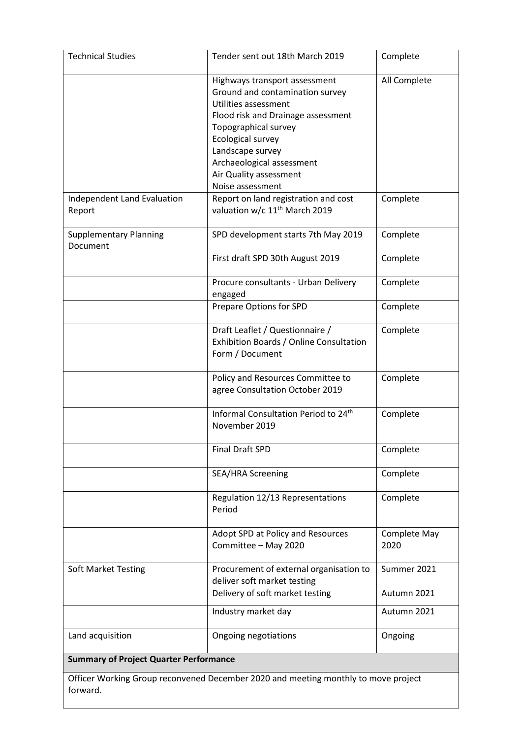| Technical Studies | Tender sent out 18th March 2019 | Complete |
|---|---|---|
| | Highways transport assessment<br>Ground and contamination survey<br>Utilities assessment<br>Flood risk and Drainage assessment<br>Topographical survey<br>Ecological survey<br>Landscape survey<br>Archaeological assessment<br>Air Quality assessment<br>Noise assessment | All Complete |
| Independent Land Evaluation Report | Report on land registration and cost valuation w/c 11th March 2019 | Complete |
| Supplementary Planning Document | SPD development starts 7th May 2019 | Complete |
| | First draft SPD 30th August 2019 | Complete |
| | Procure consultants - Urban Delivery engaged | Complete |
| | Prepare Options for SPD | Complete |
| | Draft Leaflet / Questionnaire / Exhibition Boards / Online Consultation Form / Document | Complete |
| | Policy and Resources Committee to agree Consultation October 2019 | Complete |
| | Informal Consultation Period to 24th November 2019 | Complete |
| | Final Draft SPD | Complete |
| | SEA/HRA Screening | Complete |
| | Regulation 12/13 Representations Period | Complete |
| | Adopt SPD at Policy and Resources Committee – May 2020 | Complete May 2020 |
| Soft Market Testing | Procurement of external organisation to deliver soft market testing | Summer 2021 |
| | Delivery of soft market testing | Autumn 2021 |
| | Industry market day | Autumn 2021 |
| Land acquisition | Ongoing negotiations | Ongoing |

**Summary of Project Quarter Performance**

Officer Working Group reconvened December 2020 and meeting monthly to move project forward.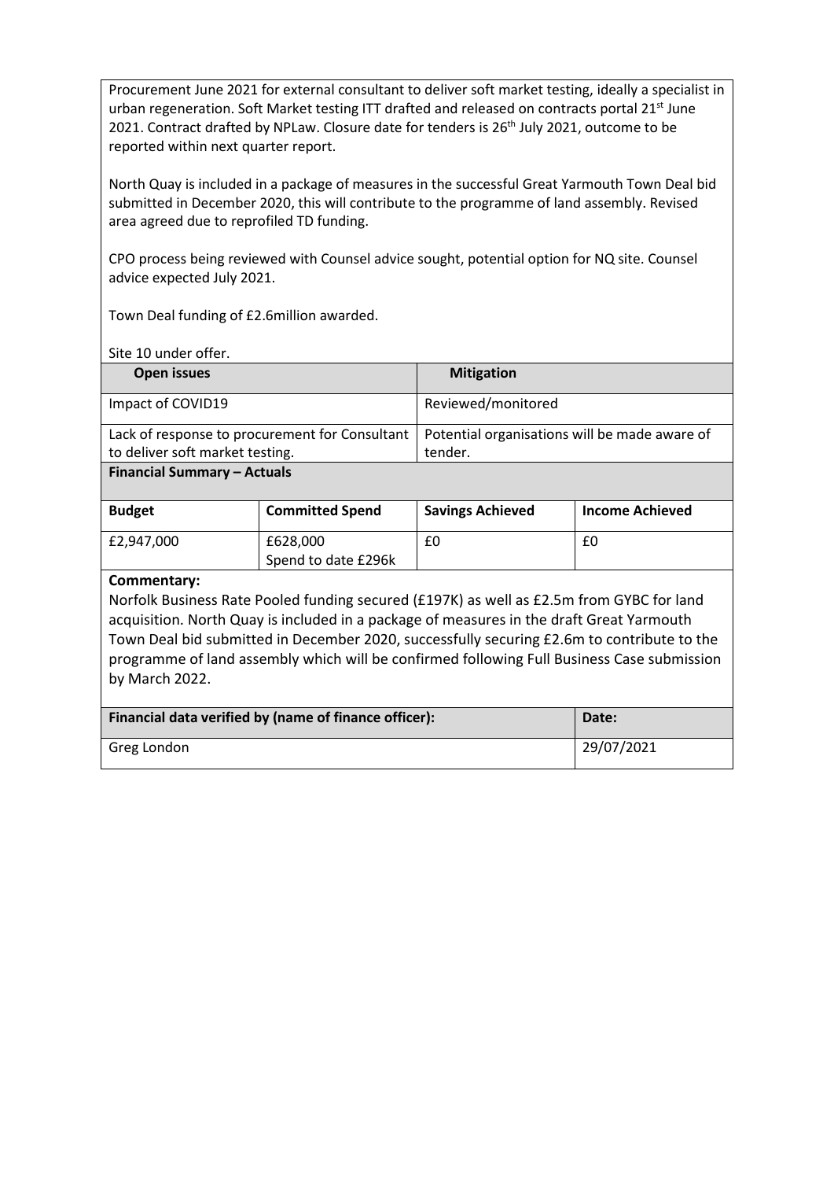Procurement June 2021 for external consultant to deliver soft market testing, ideally a specialist in urban regeneration. Soft Market testing ITT drafted and released on contracts portal 21st June 2021. Contract drafted by NPLaw. Closure date for tenders is 26th July 2021, outcome to be reported within next quarter report.

North Quay is included in a package of measures in the successful Great Yarmouth Town Deal bid submitted in December 2020, this will contribute to the programme of land assembly. Revised area agreed due to reprofiled TD funding.

CPO process being reviewed with Counsel advice sought, potential option for NQ site. Counsel advice expected July 2021.

Town Deal funding of £2.6million awarded.

Site 10 under offer.

| Open issues | Mitigation |
|---|---|
| Impact of COVID19 | Reviewed/monitored |
| Lack of response to procurement for Consultant to deliver soft market testing. | Potential organisations will be made aware of tender. |

**Financial Summary – Actuals**

| Budget | Committed Spend | Savings Achieved | Income Achieved |
|---|---|---|---|
| £2,947,000 | £628,000<br>Spend to date £296k | £0 | £0 |

**Commentary:**

Norfolk Business Rate Pooled funding secured (£197K) as well as £2.5m from GYBC for land acquisition. North Quay is included in a package of measures in the draft Great Yarmouth Town Deal bid submitted in December 2020, successfully securing £2.6m to contribute to the programme of land assembly which will be confirmed following Full Business Case submission by March 2022.

| Financial data verified by (name of finance officer): | Date: |
|---|---|
| Greg London | 29/07/2021 |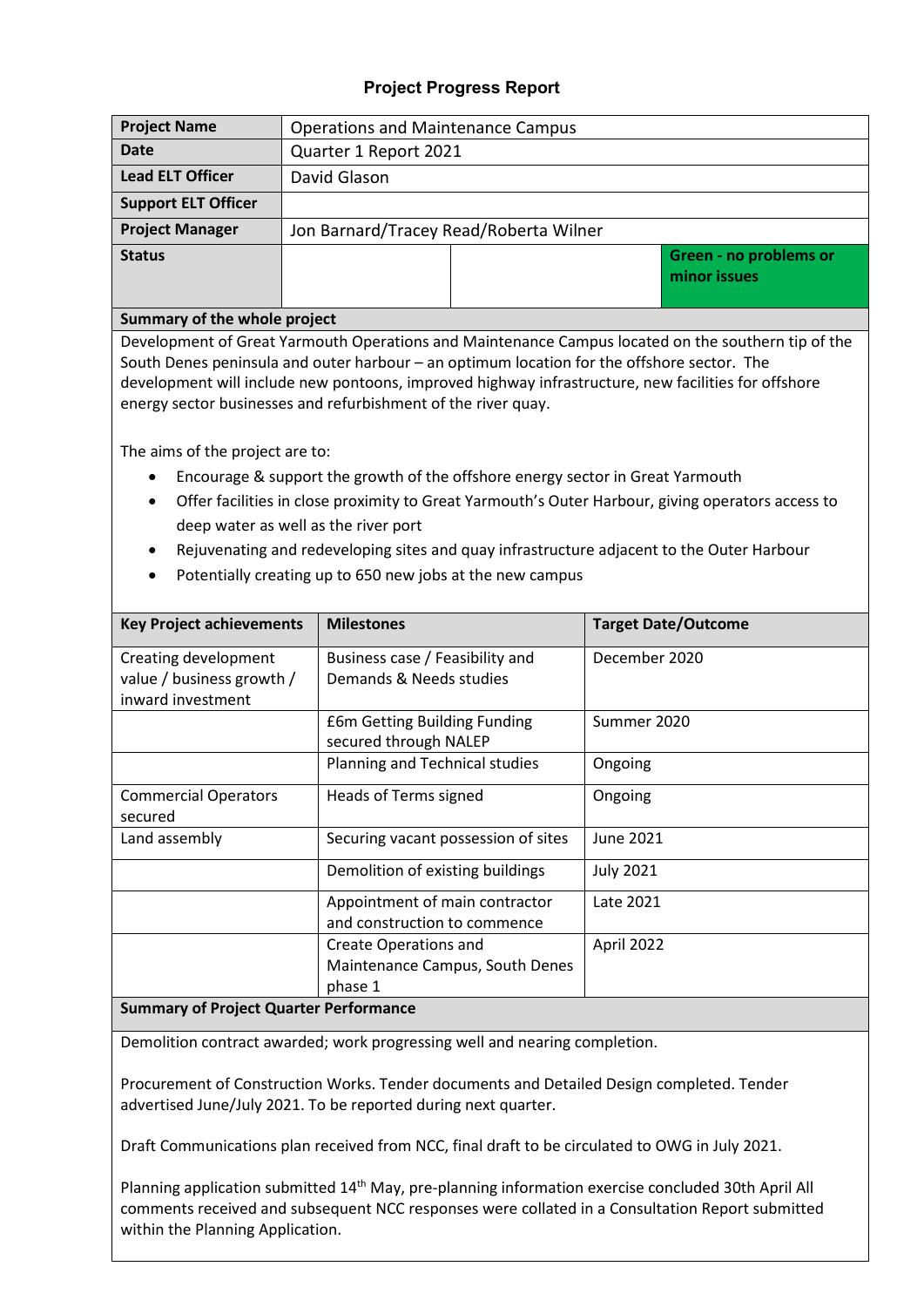## Project Progress Report

| | | | |
|---|---|---|---|
| **Project Name** | Operations and Maintenance Campus | | |
| **Date** | Quarter 1 Report 2021 | | |
| **Lead ELT Officer** | David Glason | | |
| **Support ELT Officer** | | | |
| **Project Manager** | Jon Barnard/Tracey Read/Roberta Wilner | | |
| **Status** | | | **Green - no problems or minor issues** |

**Summary of the whole project**

Development of Great Yarmouth Operations and Maintenance Campus located on the southern tip of the South Denes peninsula and outer harbour – an optimum location for the offshore sector. The development will include new pontoons, improved highway infrastructure, new facilities for offshore energy sector businesses and refurbishment of the river quay.

The aims of the project are to:

- Encourage & support the growth of the offshore energy sector in Great Yarmouth
- Offer facilities in close proximity to Great Yarmouth's Outer Harbour, giving operators access to deep water as well as the river port
- Rejuvenating and redeveloping sites and quay infrastructure adjacent to the Outer Harbour
- Potentially creating up to 650 new jobs at the new campus

| Key Project achievements | Milestones | Target Date/Outcome |
|---|---|---|
| Creating development value / business growth / inward investment | Business case / Feasibility and Demands & Needs studies | December 2020 |
| | £6m Getting Building Funding secured through NALEP | Summer 2020 |
| | Planning and Technical studies | Ongoing |
| Commercial Operators secured | Heads of Terms signed | Ongoing |
| Land assembly | Securing vacant possession of sites | June 2021 |
| | Demolition of existing buildings | July 2021 |
| | Appointment of main contractor and construction to commence | Late 2021 |
| | Create Operations and Maintenance Campus, South Denes phase 1 | April 2022 |

**Summary of Project Quarter Performance**

Demolition contract awarded; work progressing well and nearing completion.

Procurement of Construction Works. Tender documents and Detailed Design completed. Tender advertised June/July 2021. To be reported during next quarter.

Draft Communications plan received from NCC, final draft to be circulated to OWG in July 2021.

Planning application submitted 14th May, pre-planning information exercise concluded 30th April All comments received and subsequent NCC responses were collated in a Consultation Report submitted within the Planning Application.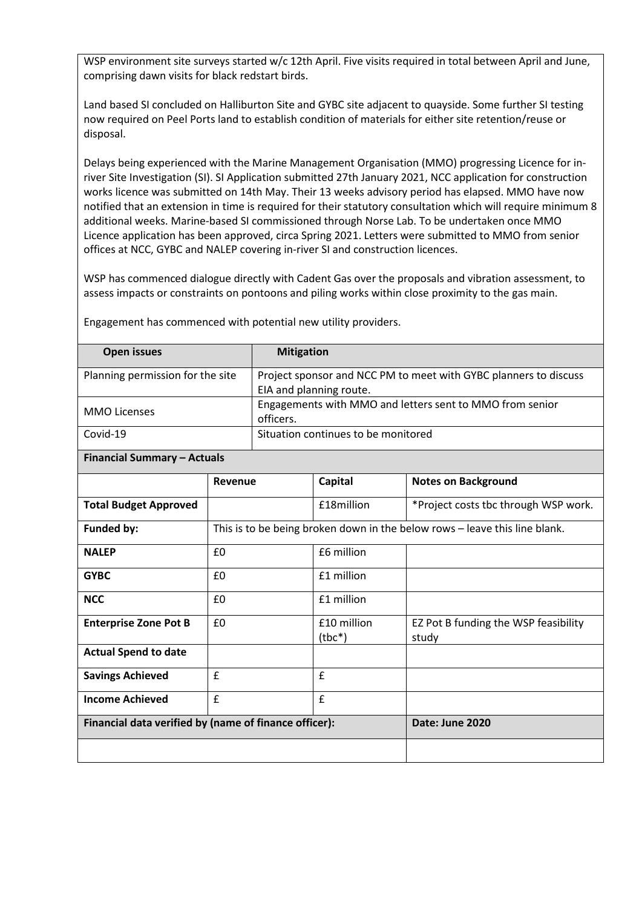WSP environment site surveys started w/c 12th April. Five visits required in total between April and June, comprising dawn visits for black redstart birds.

Land based SI concluded on Halliburton Site and GYBC site adjacent to quayside. Some further SI testing now required on Peel Ports land to establish condition of materials for either site retention/reuse or disposal.

Delays being experienced with the Marine Management Organisation (MMO) progressing Licence for in-river Site Investigation (SI). SI Application submitted 27th January 2021, NCC application for construction works licence was submitted on 14th May. Their 13 weeks advisory period has elapsed. MMO have now notified that an extension in time is required for their statutory consultation which will require minimum 8 additional weeks. Marine-based SI commissioned through Norse Lab. To be undertaken once MMO Licence application has been approved, circa Spring 2021. Letters were submitted to MMO from senior offices at NCC, GYBC and NALEP covering in-river SI and construction licences.

WSP has commenced dialogue directly with Cadent Gas over the proposals and vibration assessment, to assess impacts or constraints on pontoons and piling works within close proximity to the gas main.

Engagement has commenced with potential new utility providers.

| Open issues | Mitigation |
|---|---|
| Planning permission for the site | Project sponsor and NCC PM to meet with GYBC planners to discuss EIA and planning route. |
| MMO Licenses | Engagements with MMO and letters sent to MMO from senior officers. |
| Covid-19 | Situation continues to be monitored |

**Financial Summary – Actuals**

| | Revenue | Capital | Notes on Background |
|---|---|---|---|
| **Total Budget Approved** | | £18million | *Project costs tbc through WSP work. |
| **Funded by:** | This is to be being broken down in the below rows – leave this line blank. | | |
| **NALEP** | £0 | £6 million | |
| **GYBC** | £0 | £1 million | |
| **NCC** | £0 | £1 million | |
| **Enterprise Zone Pot B** | £0 | £10 million (tbc*) | EZ Pot B funding the WSP feasibility study |
| **Actual Spend to date** | | | |
| **Savings Achieved** | £ | £ | |
| **Income Achieved** | £ | £ | |

| Financial data verified by (name of finance officer): | Date: June 2020 |
|---|---|
| | |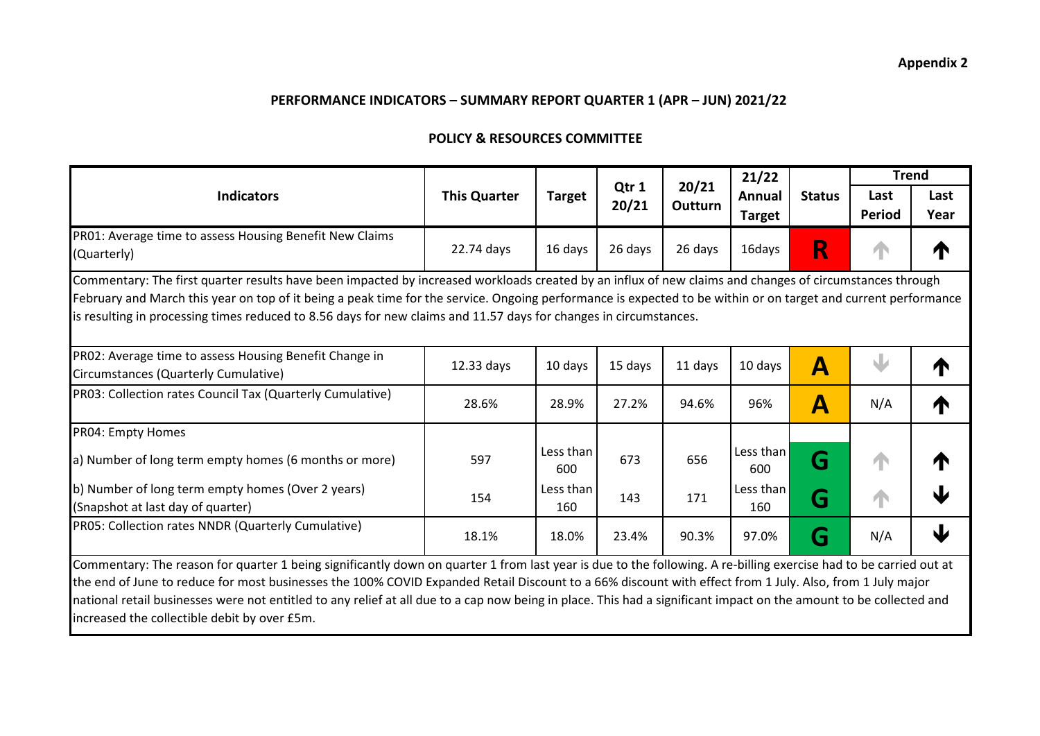**Appendix 2**

## PERFORMANCE INDICATORS – SUMMARY REPORT QUARTER 1 (APR – JUN) 2021/22

### POLICY & RESOURCES COMMITTEE

| Indicators | This Quarter | Target | Qtr 1 20/21 | 20/21 Outturn | 21/22 Annual Target | Status | Trend | |
|---|---|---|---|---|---|---|---|---|
| | | | | | | | Last Period | Last Year |
| PR01: Average time to assess Housing Benefit New Claims (Quarterly) | 22.74 days | 16 days | 26 days | 26 days | 16days | R | ↑ | ↑ |
| Commentary: The first quarter results have been impacted by increased workloads created by an influx of new claims and changes of circumstances through February and March this year on top of it being a peak time for the service. Ongoing performance is expected to be within or on target and current performance is resulting in processing times reduced to 8.56 days for new claims and 11.57 days for changes in circumstances. | | | | | | | | |
| PR02: Average time to assess Housing Benefit Change in Circumstances (Quarterly Cumulative) | 12.33 days | 10 days | 15 days | 11 days | 10 days | A | ↓ | ↑ |
| PR03: Collection rates Council Tax (Quarterly Cumulative) | 28.6% | 28.9% | 27.2% | 94.6% | 96% | A | N/A | ↑ |
| PR04: Empty Homes | | | | | | | | |
| a) Number of long term empty homes (6 months or more) | 597 | Less than 600 | 673 | 656 | Less than 600 | G | ↑ | ↑ |
| b) Number of long term empty homes (Over 2 years) (Snapshot at last day of quarter) | 154 | Less than 160 | 143 | 171 | Less than 160 | G | ↑ | ↓ |
| PR05: Collection rates NNDR (Quarterly Cumulative) | 18.1% | 18.0% | 23.4% | 90.3% | 97.0% | G | N/A | ↓ |
| Commentary: The reason for quarter 1 being significantly down on quarter 1 from last year is due to the following. A re-billing exercise had to be carried out at the end of June to reduce for most businesses the 100% COVID Expanded Retail Discount to a 66% discount with effect from 1 July. Also, from 1 July major national retail businesses were not entitled to any relief at all due to a cap now being in place. This had a significant impact on the amount to be collected and increased the collectible debit by over £5m. | | | | | | | | |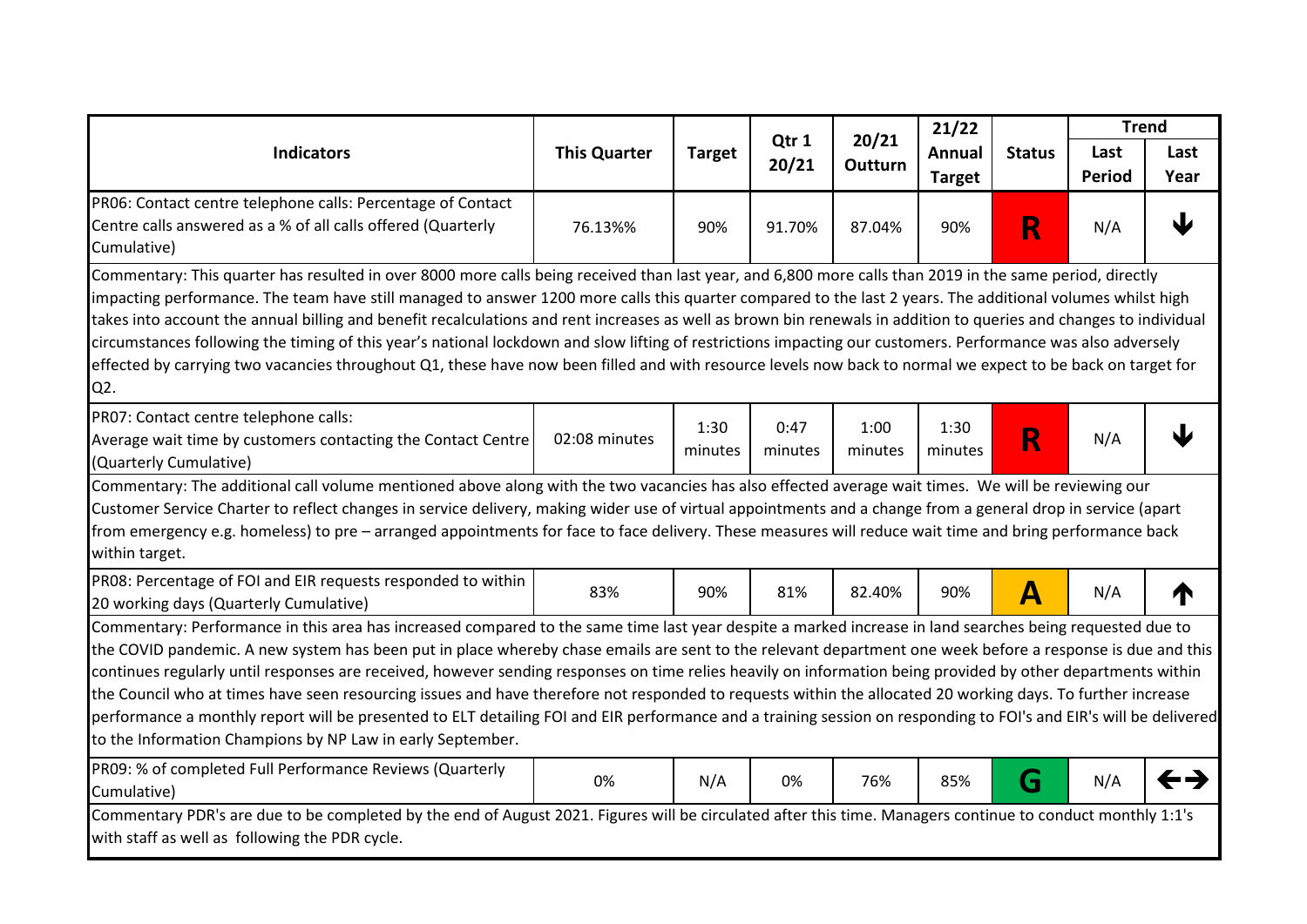| Indicators | This Quarter | Target | Qtr 1 20/21 | 20/21 Outturn | 21/22 Annual Target | Status | Trend | |
|---|---|---|---|---|---|---|---|---|
| | | | | | | | Last Period | Last Year |
| PR06: Contact centre telephone calls: Percentage of Contact Centre calls answered as a % of all calls offered (Quarterly Cumulative) | 76.13%% | 90% | 91.70% | 87.04% | 90% | R | N/A | ↓ |
| Commentary: This quarter has resulted in over 8000 more calls being received than last year, and 6,800 more calls than 2019 in the same period, directly impacting performance. The team have still managed to answer 1200 more calls this quarter compared to the last 2 years. The additional volumes whilst high takes into account the annual billing and benefit recalculations and rent increases as well as brown bin renewals in addition to queries and changes to individual circumstances following the timing of this year's national lockdown and slow lifting of restrictions impacting our customers. Performance was also adversely effected by carrying two vacancies throughout Q1, these have now been filled and with resource levels now back to normal we expect to be back on target for Q2. | | | | | | | | |
| PR07: Contact centre telephone calls: Average wait time by customers contacting the Contact Centre (Quarterly Cumulative) | 02:08 minutes | 1:30 minutes | 0:47 minutes | 1:00 minutes | 1:30 minutes | R | N/A | ↓ |
| Commentary: The additional call volume mentioned above along with the two vacancies has also effected average wait times. We will be reviewing our Customer Service Charter to reflect changes in service delivery, making wider use of virtual appointments and a change from a general drop in service (apart from emergency e.g. homeless) to pre – arranged appointments for face to face delivery. These measures will reduce wait time and bring performance back within target. | | | | | | | | |
| PR08: Percentage of FOI and EIR requests responded to within 20 working days (Quarterly Cumulative) | 83% | 90% | 81% | 82.40% | 90% | A | N/A | ↑ |
| Commentary: Performance in this area has increased compared to the same time last year despite a marked increase in land searches being requested due to the COVID pandemic. A new system has been put in place whereby chase emails are sent to the relevant department one week before a response is due and this continues regularly until responses are received, however sending responses on time relies heavily on information being provided by other departments within the Council who at times have seen resourcing issues and have therefore not responded to requests within the allocated 20 working days. To further increase performance a monthly report will be presented to ELT detailing FOI and EIR performance and a training session on responding to FOI's and EIR's will be delivered to the Information Champions by NP Law in early September. | | | | | | | | |
| PR09: % of completed Full Performance Reviews (Quarterly Cumulative) | 0% | N/A | 0% | 76% | 85% | G | N/A | ←→ |
| Commentary PDR's are due to be completed by the end of August 2021. Figures will be circulated after this time. Managers continue to conduct monthly 1:1's with staff as well as following the PDR cycle. | | | | | | | | |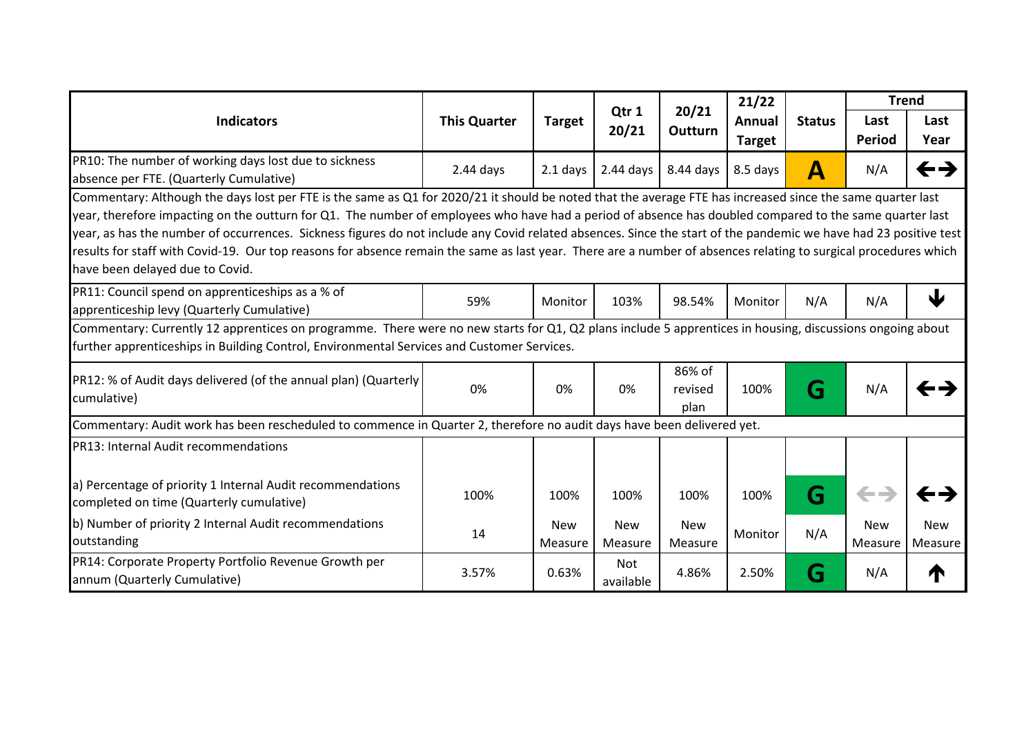| Indicators | This Quarter | Target | Qtr 1 20/21 | 20/21 Outturn | 21/22 Annual Target | Status | Trend | |
|---|---|---|---|---|---|---|---|---|
| | | | | | | | Last Period | Last Year |
| PR10: The number of working days lost due to sickness absence per FTE. (Quarterly Cumulative) | 2.44 days | 2.1 days | 2.44 days | 8.44 days | 8.5 days | A | N/A | ←→ |
| Commentary: Although the days lost per FTE is the same as Q1 for 2020/21 it should be noted that the average FTE has increased since the same quarter last year, therefore impacting on the outturn for Q1. The number of employees who have had a period of absence has doubled compared to the same quarter last year, as has the number of occurrences. Sickness figures do not include any Covid related absences. Since the start of the pandemic we have had 23 positive test results for staff with Covid-19. Our top reasons for absence remain the same as last year. There are a number of absences relating to surgical procedures which have been delayed due to Covid. | | | | | | | | |
| PR11: Council spend on apprenticeships as a % of apprenticeship levy (Quarterly Cumulative) | 59% | Monitor | 103% | 98.54% | Monitor | N/A | N/A | ↓ |
| Commentary: Currently 12 apprentices on programme. There were no new starts for Q1, Q2 plans include 5 apprentices in housing, discussions ongoing about further apprenticeships in Building Control, Environmental Services and Customer Services. | | | | | | | | |
| PR12: % of Audit days delivered (of the annual plan) (Quarterly cumulative) | 0% | 0% | 0% | 86% of revised plan | 100% | G | N/A | ←→ |
| Commentary: Audit work has been rescheduled to commence in Quarter 2, therefore no audit days have been delivered yet. | | | | | | | | |
| PR13: Internal Audit recommendations | | | | | | | | |
| a) Percentage of priority 1 Internal Audit recommendations completed on time (Quarterly cumulative) | 100% | 100% | 100% | 100% | 100% | G | ←→ | ←→ |
| b) Number of priority 2 Internal Audit recommendations outstanding | 14 | New Measure | New Measure | New Measure | Monitor | N/A | New Measure | New Measure |
| PR14: Corporate Property Portfolio Revenue Growth per annum (Quarterly Cumulative) | 3.57% | 0.63% | Not available | 4.86% | 2.50% | G | N/A | ↑ |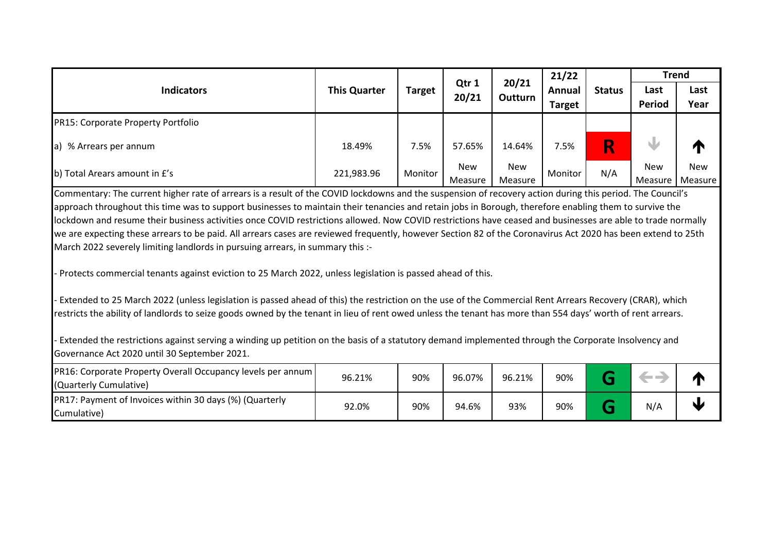| Indicators | This Quarter | Target | Qtr 1 20/21 | 20/21 Outturn | 21/22 Annual Target | Status | Trend | |
|---|---|---|---|---|---|---|---|---|
| | | | | | | | Last Period | Last Year |
| PR15: Corporate Property Portfolio | | | | | | | | |
| a) % Arrears per annum | 18.49% | 7.5% | 57.65% | 14.64% | 7.5% | R | ↓ | ↑ |
| b) Total Arears amount in £'s | 221,983.96 | Monitor | New Measure | New Measure | Monitor | N/A | New Measure | New Measure |
| Commentary: The current higher rate of arrears is a result of the COVID lockdowns and the suspension of recovery action during this period. The Council's approach throughout this time was to support businesses to maintain their tenancies and retain jobs in Borough, therefore enabling them to survive the lockdown and resume their business activities once COVID restrictions allowed. Now COVID restrictions have ceased and businesses are able to trade normally we are expecting these arrears to be paid. All arrears cases are reviewed frequently, however Section 82 of the Coronavirus Act 2020 has been extend to 25th March 2022 severely limiting landlords in pursuing arrears, in summary this :- <br><br>- Protects commercial tenants against eviction to 25 March 2022, unless legislation is passed ahead of this.<br><br>- Extended to 25 March 2022 (unless legislation is passed ahead of this) the restriction on the use of the Commercial Rent Arrears Recovery (CRAR), which restricts the ability of landlords to seize goods owned by the tenant in lieu of rent owed unless the tenant has more than 554 days' worth of rent arrears.<br><br>- Extended the restrictions against serving a winding up petition on the basis of a statutory demand implemented through the Corporate Insolvency and Governance Act 2020 until 30 September 2021. | | | | | | | | |
| PR16: Corporate Property Overall Occupancy levels per annum (Quarterly Cumulative) | 96.21% | 90% | 96.07% | 96.21% | 90% | G | ⇔ | ↑ |
| PR17: Payment of Invoices within 30 days (%) (Quarterly Cumulative) | 92.0% | 90% | 94.6% | 93% | 90% | G | N/A | ↓ |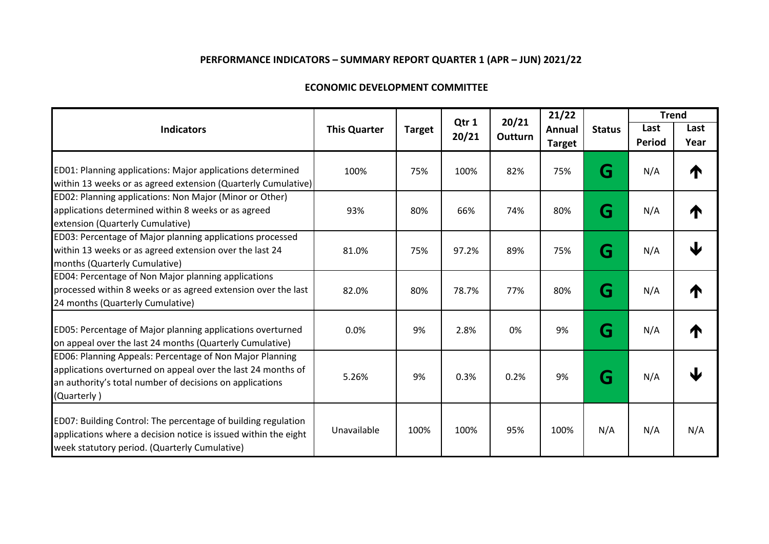**PERFORMANCE INDICATORS – SUMMARY REPORT QUARTER 1 (APR – JUN) 2021/22**

**ECONOMIC DEVELOPMENT COMMITTEE**

| Indicators | This Quarter | Target | Qtr 1 20/21 | 20/21 Outturn | 21/22 Annual Target | Status | Trend | |
|---|---|---|---|---|---|---|---|---|
| | | | | | | | Last Period | Last Year |
| ED01: Planning applications: Major applications determined within 13 weeks or as agreed extension (Quarterly Cumulative) | 100% | 75% | 100% | 82% | 75% | G | N/A | ↑ |
| ED02: Planning applications: Non Major (Minor or Other) applications determined within 8 weeks or as agreed extension (Quarterly Cumulative) | 93% | 80% | 66% | 74% | 80% | G | N/A | ↑ |
| ED03: Percentage of Major planning applications processed within 13 weeks or as agreed extension over the last 24 months (Quarterly Cumulative) | 81.0% | 75% | 97.2% | 89% | 75% | G | N/A | ↓ |
| ED04: Percentage of Non Major planning applications processed within 8 weeks or as agreed extension over the last 24 months (Quarterly Cumulative) | 82.0% | 80% | 78.7% | 77% | 80% | G | N/A | ↑ |
| ED05: Percentage of Major planning applications overturned on appeal over the last 24 months (Quarterly Cumulative) | 0.0% | 9% | 2.8% | 0% | 9% | G | N/A | ↑ |
| ED06: Planning Appeals: Percentage of Non Major Planning applications overturned on appeal over the last 24 months of an authority's total number of decisions on applications (Quarterly ) | 5.26% | 9% | 0.3% | 0.2% | 9% | G | N/A | ↓ |
| ED07: Building Control: The percentage of building regulation applications where a decision notice is issued within the eight week statutory period. (Quarterly Cumulative) | Unavailable | 100% | 100% | 95% | 100% | N/A | N/A | N/A |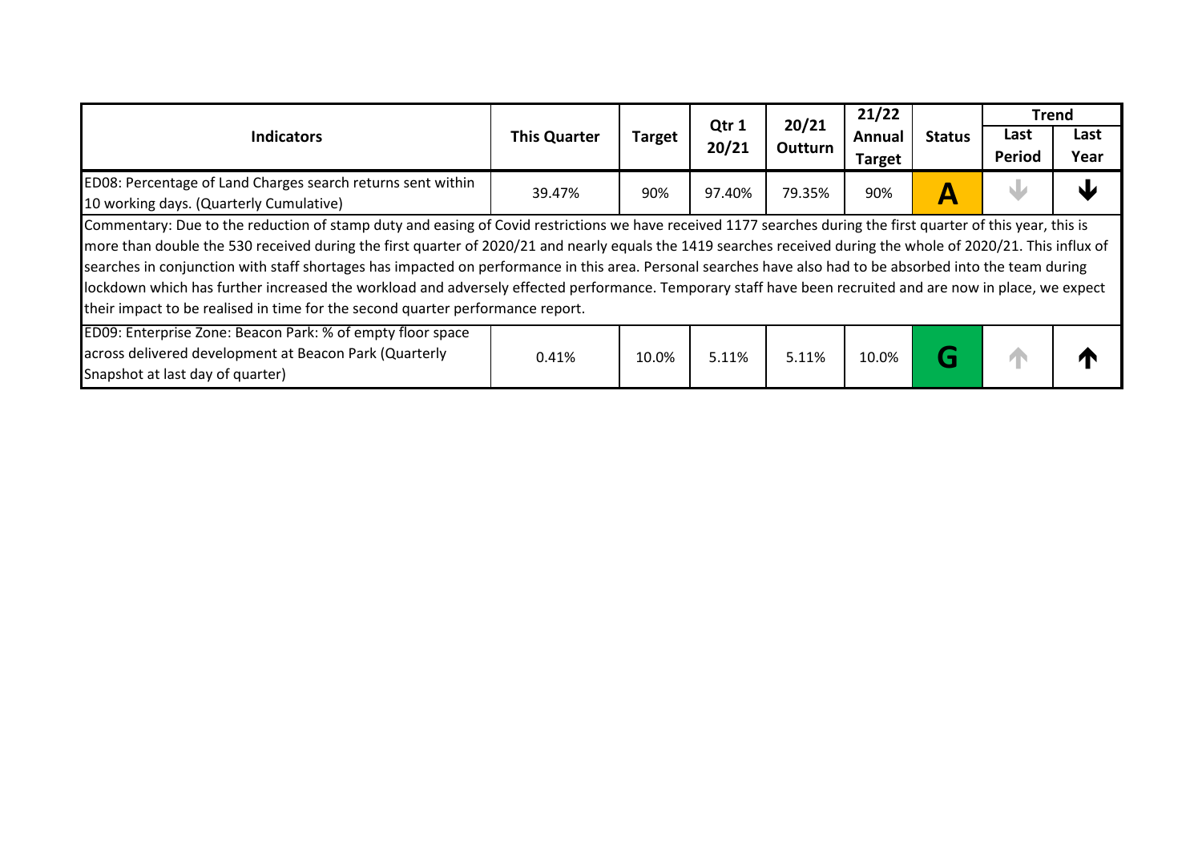| Indicators | This Quarter | Target | Qtr 1 20/21 | 20/21 Outturn | 21/22 Annual Target | Status | Trend | |
|---|---|---|---|---|---|---|---|---|
| | | | | | | | Last Period | Last Year |
| ED08: Percentage of Land Charges search returns sent within 10 working days. (Quarterly Cumulative) | 39.47% | 90% | 97.40% | 79.35% | 90% | A | ↓ | ↓ |
| Commentary: Due to the reduction of stamp duty and easing of Covid restrictions we have received 1177 searches during the first quarter of this year, this is more than double the 530 received during the first quarter of 2020/21 and nearly equals the 1419 searches received during the whole of 2020/21. This influx of searches in conjunction with staff shortages has impacted on performance in this area. Personal searches have also had to be absorbed into the team during lockdown which has further increased the workload and adversely effected performance. Temporary staff have been recruited and are now in place, we expect their impact to be realised in time for the second quarter performance report. | | | | | | | | |
| ED09: Enterprise Zone: Beacon Park: % of empty floor space across delivered development at Beacon Park (Quarterly Snapshot at last day of quarter) | 0.41% | 10.0% | 5.11% | 5.11% | 10.0% | G | ↑ | ↑ |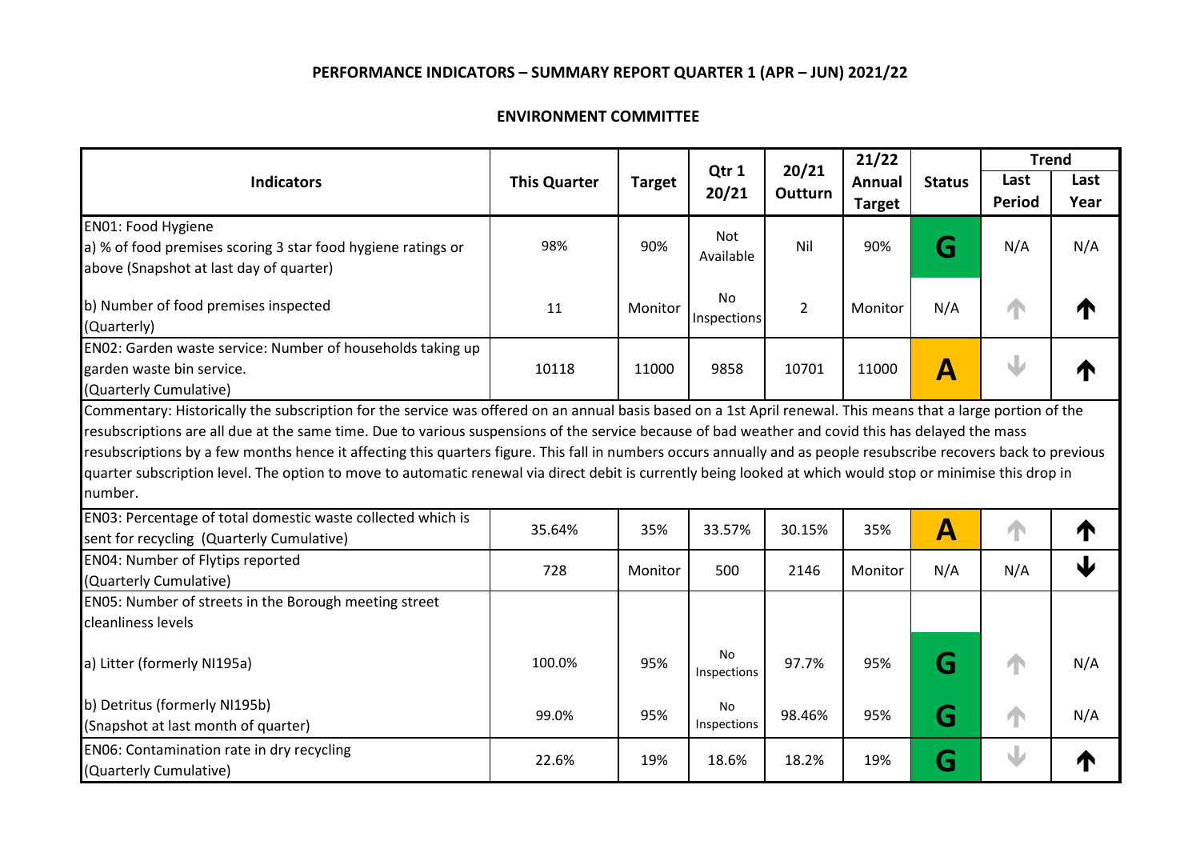**PERFORMANCE INDICATORS – SUMMARY REPORT QUARTER 1 (APR – JUN) 2021/22**

**ENVIRONMENT COMMITTEE**

| Indicators | This Quarter | Target | Qtr 1 20/21 | 20/21 Outturn | 21/22 Annual Target | Status | Trend | |
|---|---|---|---|---|---|---|---|---|
| | | | | | | | Last Period | Last Year |
| EN01: Food Hygiene<br>a) % of food premises scoring 3 star food hygiene ratings or above (Snapshot at last day of quarter) | 98% | 90% | Not Available | Nil | 90% | G | N/A | N/A |
| b) Number of food premises inspected (Quarterly) | 11 | Monitor | No Inspections | 2 | Monitor | N/A | ↑ | ↑ |
| EN02: Garden waste service: Number of households taking up garden waste bin service. (Quarterly Cumulative) | 10118 | 11000 | 9858 | 10701 | 11000 | A | ↓ | ↑ |
| Commentary: Historically the subscription for the service was offered on an annual basis based on a 1st April renewal. This means that a large portion of the resubscriptions are all due at the same time. Due to various suspensions of the service because of bad weather and covid this has delayed the mass resubscriptions by a few months hence it affecting this quarters figure. This fall in numbers occurs annually and as people resubscribe recovers back to previous quarter subscription level. The option to move to automatic renewal via direct debit is currently being looked at which would stop or minimise this drop in number. | | | | | | | | |
| EN03: Percentage of total domestic waste collected which is sent for recycling (Quarterly Cumulative) | 35.64% | 35% | 33.57% | 30.15% | 35% | A | ↑ | ↑ |
| EN04: Number of Flytips reported (Quarterly Cumulative) | 728 | Monitor | 500 | 2146 | Monitor | N/A | N/A | ↓ |
| EN05: Number of streets in the Borough meeting street cleanliness levels | | | | | | | | |
| a) Litter (formerly NI195a) | 100.0% | 95% | No Inspections | 97.7% | 95% | G | ↑ | N/A |
| b) Detritus (formerly NI195b) (Snapshot at last month of quarter) | 99.0% | 95% | No Inspections | 98.46% | 95% | G | ↑ | N/A |
| EN06: Contamination rate in dry recycling (Quarterly Cumulative) | 22.6% | 19% | 18.6% | 18.2% | 19% | G | ↓ | ↑ |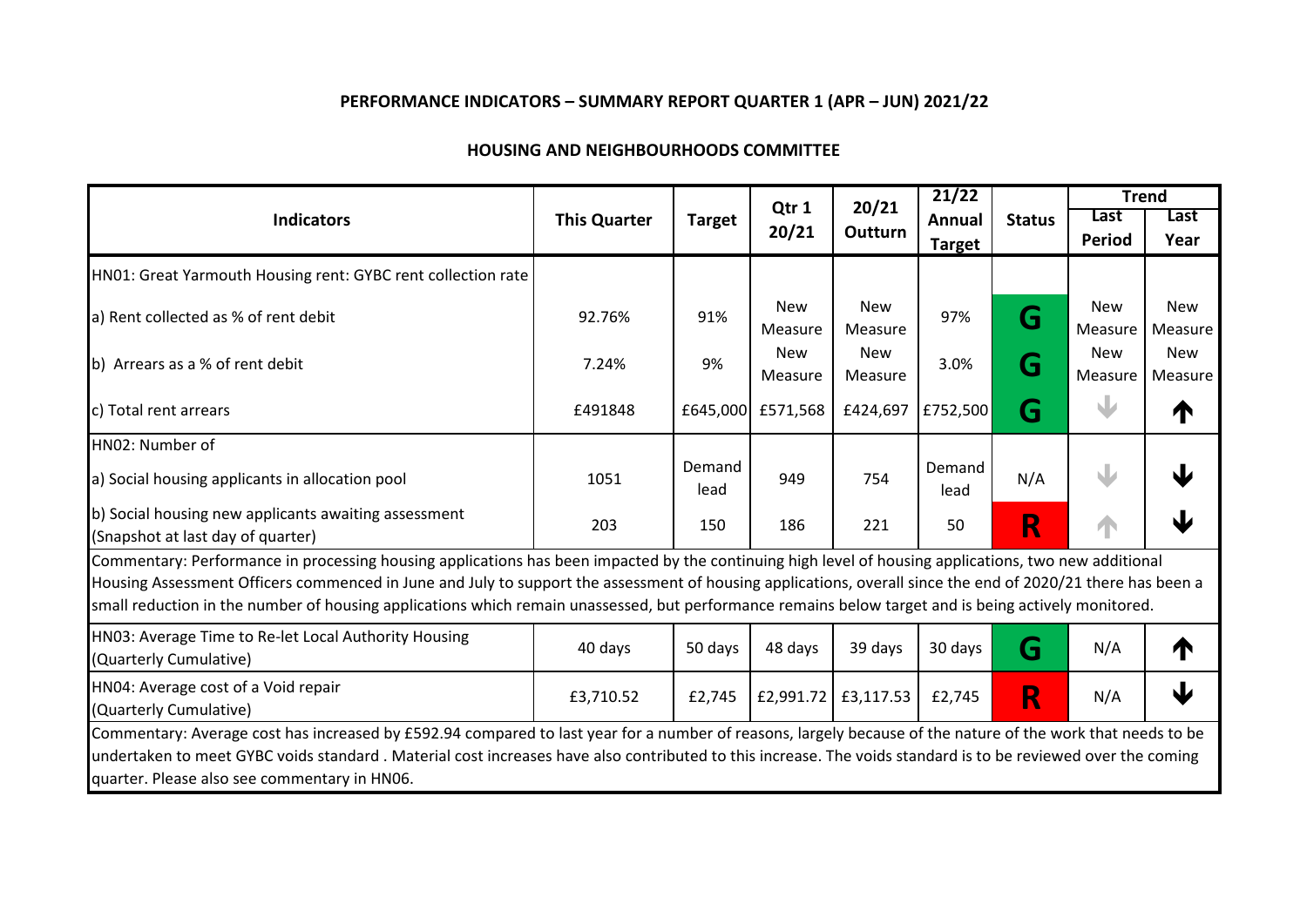**PERFORMANCE INDICATORS – SUMMARY REPORT QUARTER 1 (APR – JUN) 2021/22**

**HOUSING AND NEIGHBOURHOODS COMMITTEE**

| Indicators | This Quarter | Target | Qtr 1 20/21 | 20/21 Outturn | 21/22 Annual Target | Status | Trend | |
|---|---|---|---|---|---|---|---|---|
| | | | | | | | Last Period | Last Year |
| HN01: Great Yarmouth Housing rent: GYBC rent collection rate | | | | | | | | |
| a) Rent collected as % of rent debit | 92.76% | 91% | New Measure | New Measure | 97% | G | New Measure | New Measure |
| b) Arrears as a % of rent debit | 7.24% | 9% | New Measure | New Measure | 3.0% | G | New Measure | New Measure |
| c) Total rent arrears | £491848 | £645,000 | £571,568 | £424,697 | £752,500 | G | ↓ | ↑ |
| HN02: Number of | | | | | | | | |
| a) Social housing applicants in allocation pool | 1051 | Demand lead | 949 | 754 | Demand lead | N/A | ↓ | ↓ |
| b) Social housing new applicants awaiting assessment (Snapshot at last day of quarter) | 203 | 150 | 186 | 221 | 50 | R | ↑ | ↓ |
| Commentary: Performance in processing housing applications has been impacted by the continuing high level of housing applications, two new additional Housing Assessment Officers commenced in June and July to support the assessment of housing applications, overall since the end of 2020/21 there has been a small reduction in the number of housing applications which remain unassessed, but performance remains below target and is being actively monitored. | | | | | | | | |
| HN03: Average Time to Re-let Local Authority Housing (Quarterly Cumulative) | 40 days | 50 days | 48 days | 39 days | 30 days | G | N/A | ↑ |
| HN04: Average cost of a Void repair (Quarterly Cumulative) | £3,710.52 | £2,745 | £2,991.72 | £3,117.53 | £2,745 | R | N/A | ↓ |
| Commentary: Average cost has increased by £592.94 compared to last year for a number of reasons, largely because of the nature of the work that needs to be undertaken to meet GYBC voids standard . Material cost increases have also contributed to this increase. The voids standard is to be reviewed over the coming quarter. Please also see commentary in HN06. | | | | | | | | |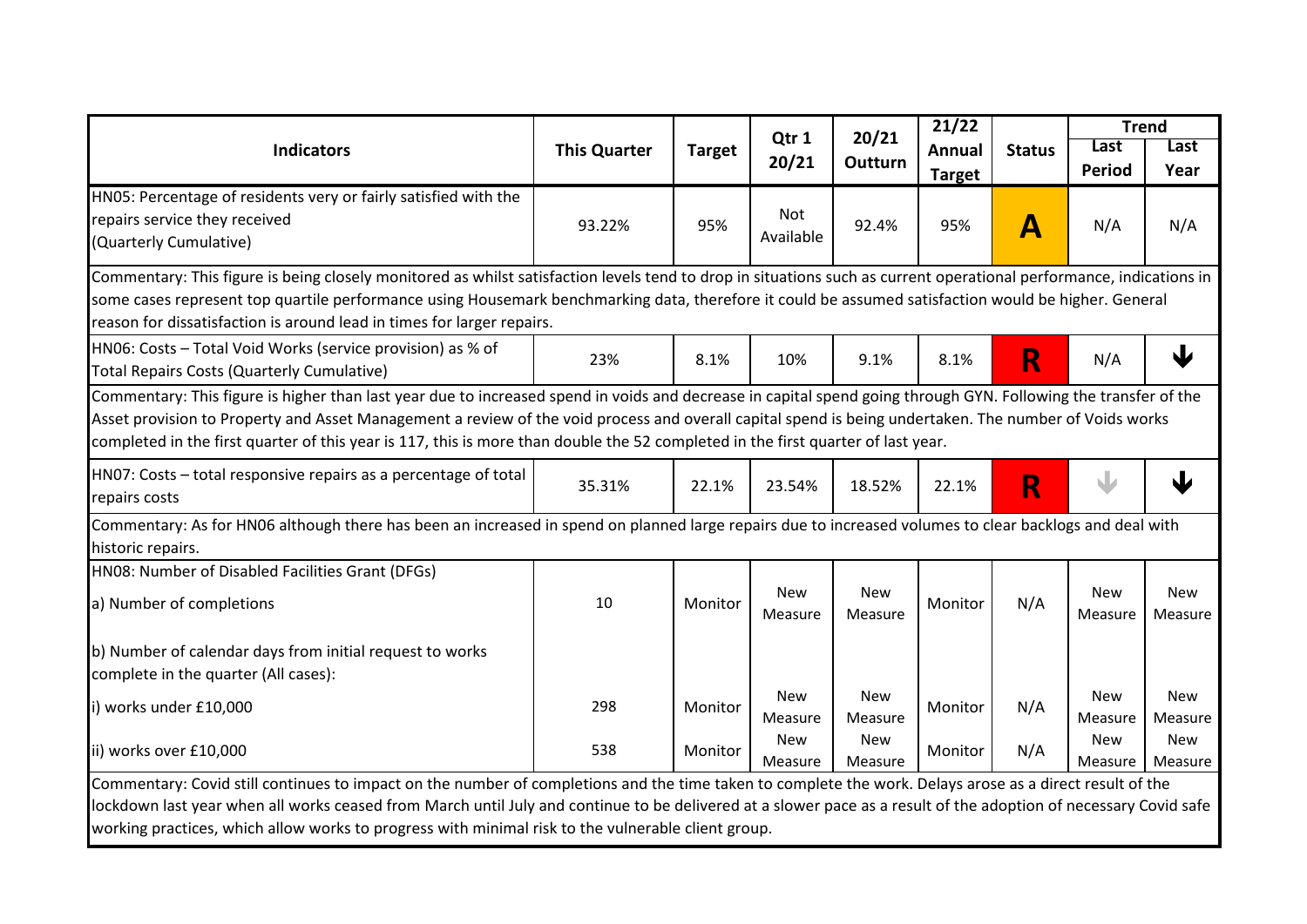| Indicators | This Quarter | Target | Qtr 1 20/21 | 20/21 Outturn | 21/22 Annual Target | Status | Trend | |
|---|---|---|---|---|---|---|---|---|
| | | | | | | | Last Period | Last Year |
| HN05: Percentage of residents very or fairly satisfied with the repairs service they received (Quarterly Cumulative) | 93.22% | 95% | Not Available | 92.4% | 95% | A | N/A | N/A |
| Commentary: This figure is being closely monitored as whilst satisfaction levels tend to drop in situations such as current operational performance, indications in some cases represent top quartile performance using Housemark benchmarking data, therefore it could be assumed satisfaction would be higher. General reason for dissatisfaction is around lead in times for larger repairs. | | | | | | | | |
| HN06: Costs – Total Void Works (service provision) as % of Total Repairs Costs (Quarterly Cumulative) | 23% | 8.1% | 10% | 9.1% | 8.1% | R | N/A | ↓ |
| Commentary: This figure is higher than last year due to increased spend in voids and decrease in capital spend going through GYN. Following the transfer of the Asset provision to Property and Asset Management a review of the void process and overall capital spend is being undertaken. The number of Voids works completed in the first quarter of this year is 117, this is more than double the 52 completed in the first quarter of last year. | | | | | | | | |
| HN07: Costs – total responsive repairs as a percentage of total repairs costs | 35.31% | 22.1% | 23.54% | 18.52% | 22.1% | R | ↓ | ↓ |
| Commentary: As for HN06 although there has been an increased in spend on planned large repairs due to increased volumes to clear backlogs and deal with historic repairs. | | | | | | | | |
| HN08: Number of Disabled Facilities Grant (DFGs) | | | | | | | | |
| a) Number of completions | 10 | Monitor | New Measure | New Measure | Monitor | N/A | New Measure | New Measure |
| b) Number of calendar days from initial request to works complete in the quarter (All cases): | | | | | | | | |
| i) works under £10,000 | 298 | Monitor | New Measure | New Measure | Monitor | N/A | New Measure | New Measure |
| ii) works over £10,000 | 538 | Monitor | New Measure | New Measure | Monitor | N/A | New Measure | New Measure |
| Commentary: Covid still continues to impact on the number of completions and the time taken to complete the work. Delays arose as a direct result of the lockdown last year when all works ceased from March until July and continue to be delivered at a slower pace as a result of the adoption of necessary Covid safe working practices, which allow works to progress with minimal risk to the vulnerable client group. | | | | | | | | |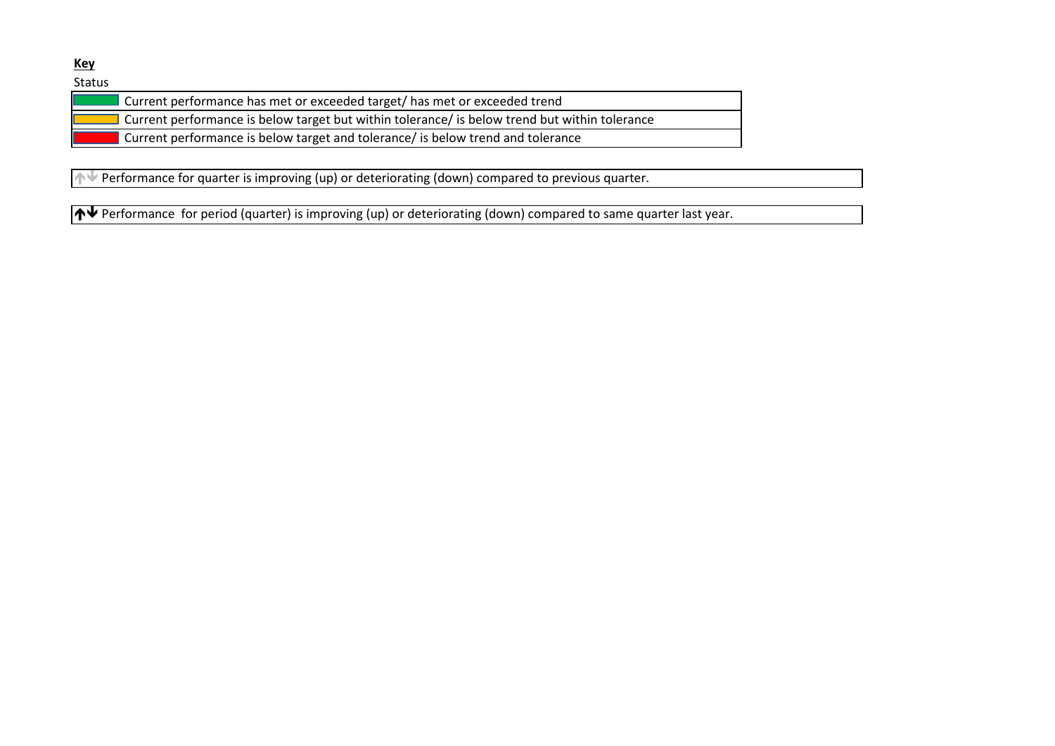**Key**

Status

| | |
|---|---|
| Green | Current performance has met or exceeded target/ has met or exceeded trend |
| Amber | Current performance is below target but within tolerance/ is below trend but within tolerance |
| Red | Current performance is below target and tolerance/ is below trend and tolerance |

↑↓ Performance for quarter is improving (up) or deteriorating (down) compared to previous quarter.

↑↓ Performance  for period (quarter) is improving (up) or deteriorating (down) compared to same quarter last year.